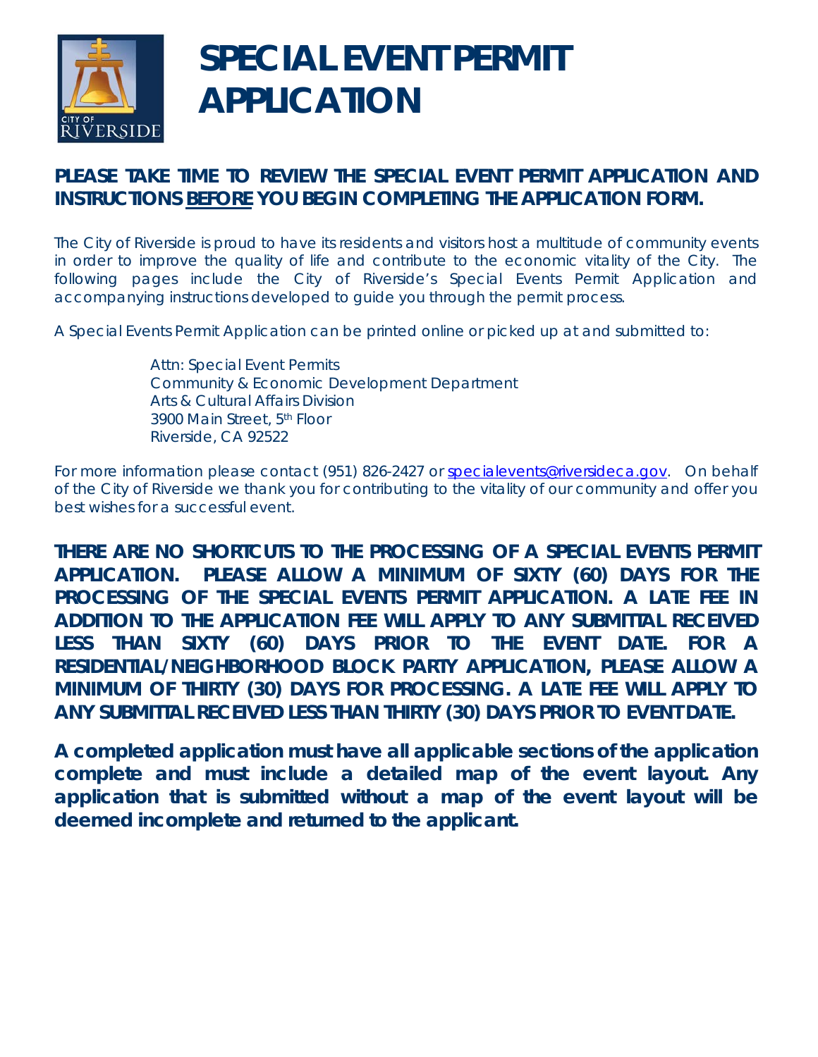# SPECIAL EVENT PERMIT APPLICATION

**PLEASE TAKE TIME TO REVIEW THE SPECIAL EVENT PERMIT APPLICATION AND INSTRUCTIONS BEFORE YOU BEGIN COMPLETING THE APPLICATION FORM.**

The City of Riverside is proud to have its residents and visitors host a multitude of community events in order to improve the quality of life and contribute to the economic vitality of the City. The following pages include the City of Riverside's Special Events Permit Application and accompanying instructions developed to guide you through the permit process.

A Special Events Permit Application can be printed online or picked up at and submitted to:

Attn: Special Event Permits
Community & Economic Development Department
Arts & Cultural Affairs Division
3900 Main Street, 5th Floor
Riverside, CA 92522

For more information please contact (951) 826-2427 or specialevents@riversideca.gov. On behalf of the City of Riverside we thank you for contributing to the vitality of our community and offer you best wishes for a successful event.

**THERE ARE NO SHORTCUTS TO THE PROCESSING OF A SPECIAL EVENTS PERMIT APPLICATION. PLEASE ALLOW A MINIMUM OF SIXTY (60) DAYS FOR THE PROCESSING OF THE SPECIAL EVENTS PERMIT APPLICATION. A LATE FEE IN ADDITION TO THE APPLICATION FEE WILL APPLY TO ANY SUBMITTAL RECEIVED LESS THAN SIXTY (60) DAYS PRIOR TO THE EVENT DATE. FOR A RESIDENTIAL/NEIGHBORHOOD BLOCK PARTY APPLICATION, PLEASE ALLOW A MINIMUM OF THIRTY (30) DAYS FOR PROCESSING. A LATE FEE WILL APPLY TO ANY SUBMITTAL RECEIVED LESS THAN THIRTY (30) DAYS PRIOR TO EVENT DATE.**

**A completed application must have all applicable sections of the application complete and must include a detailed map of the event layout. Any application that is submitted without a map of the event layout will be deemed incomplete and returned to the applicant.**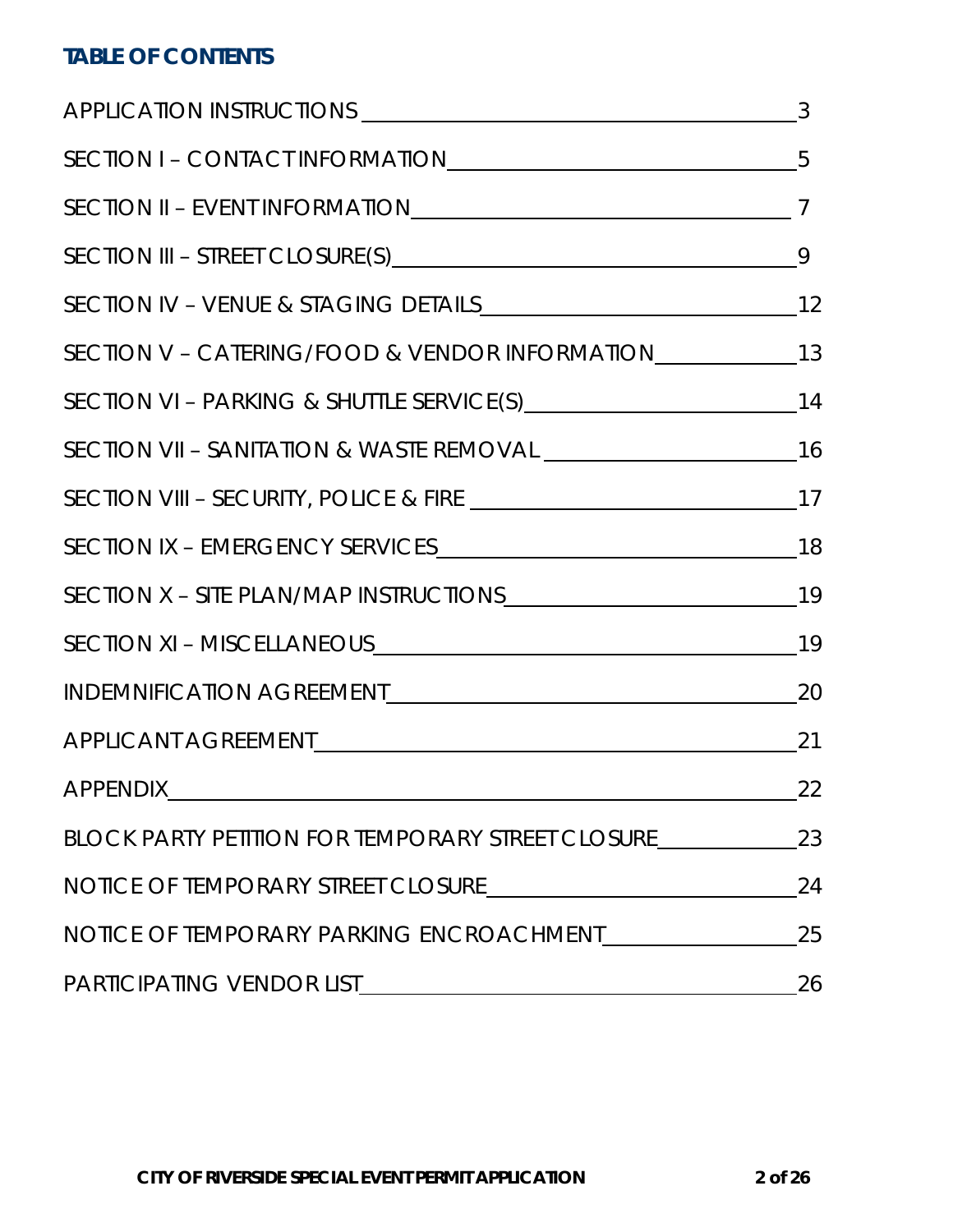## TABLE OF CONTENTS

| | |
|---|---|
| APPLICATION INSTRUCTIONS | 3 |
| SECTION I – CONTACT INFORMATION | 5 |
| SECTION II – EVENT INFORMATION | 7 |
| SECTION III – STREET CLOSURE(S) | 9 |
| SECTION IV – VENUE & STAGING DETAILS | 12 |
| SECTION V – CATERING/FOOD & VENDOR INFORMATION | 13 |
| SECTION VI – PARKING & SHUTTLE SERVICE(S) | 14 |
| SECTION VII – SANITATION & WASTE REMOVAL | 16 |
| SECTION VIII – SECURITY, POLICE & FIRE | 17 |
| SECTION IX – EMERGENCY SERVICES | 18 |
| SECTION X – SITE PLAN/MAP INSTRUCTIONS | 19 |
| SECTION XI – MISCELLANEOUS | 19 |
| INDEMNIFICATION AGREEMENT | 20 |
| APPLICANT AGREEMENT | 21 |
| APPENDIX | 22 |
| BLOCK PARTY PETITION FOR TEMPORARY STREET CLOSURE | 23 |
| NOTICE OF TEMPORARY STREET CLOSURE | 24 |
| NOTICE OF TEMPORARY PARKING ENCROACHMENT | 25 |
| PARTICIPATING VENDOR LIST | 26 |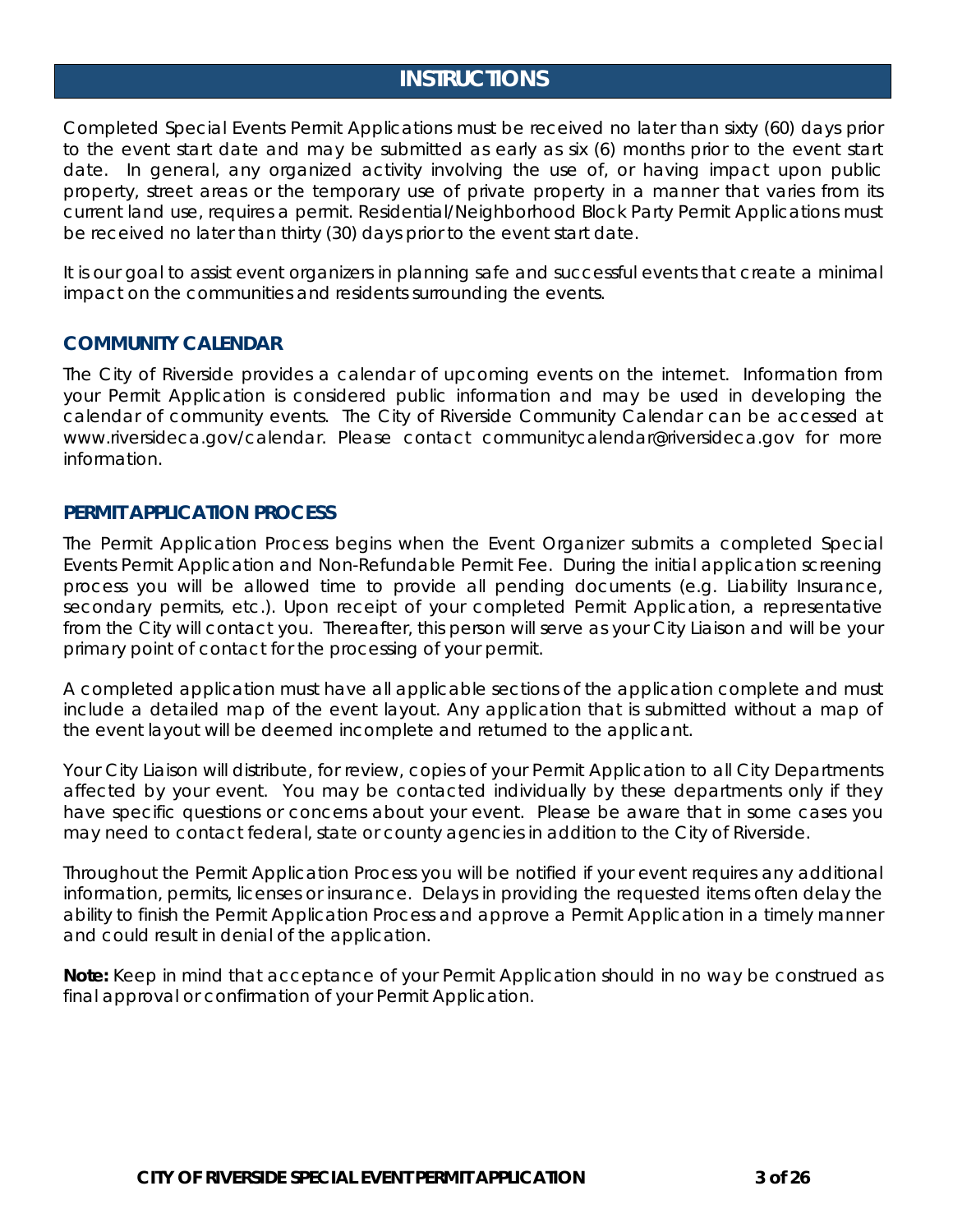# INSTRUCTIONS

Completed Special Events Permit Applications must be received no later than sixty (60) days prior to the event start date and may be submitted as early as six (6) months prior to the event start date. In general, any organized activity involving the use of, or having impact upon public property, street areas or the temporary use of private property in a manner that varies from its current land use, requires a permit. Residential/Neighborhood Block Party Permit Applications must be received no later than thirty (30) days prior to the event start date.

It is our goal to assist event organizers in planning safe and successful events that create a minimal impact on the communities and residents surrounding the events.

## COMMUNITY CALENDAR

The City of Riverside provides a calendar of upcoming events on the internet. Information from your Permit Application is considered public information and may be used in developing the calendar of community events. The City of Riverside Community Calendar can be accessed at www.riversideca.gov/calendar. Please contact communitycalendar@riversideca.gov for more information.

## PERMIT APPLICATION PROCESS

The Permit Application Process begins when the Event Organizer submits a completed Special Events Permit Application and Non-Refundable Permit Fee. During the initial application screening process you will be allowed time to provide all pending documents (e.g. Liability Insurance, secondary permits, etc.). Upon receipt of your completed Permit Application, a representative from the City will contact you. Thereafter, this person will serve as your City Liaison and will be your primary point of contact for the processing of your permit.

A completed application must have all applicable sections of the application complete and must include a detailed map of the event layout. Any application that is submitted without a map of the event layout will be deemed incomplete and returned to the applicant.

Your City Liaison will distribute, for review, copies of your Permit Application to all City Departments affected by your event. You may be contacted individually by these departments only if they have specific questions or concerns about your event. Please be aware that in some cases you may need to contact federal, state or county agencies in addition to the City of Riverside.

Throughout the Permit Application Process you will be notified if your event requires any additional information, permits, licenses or insurance. Delays in providing the requested items often delay the ability to finish the Permit Application Process and approve a Permit Application in a timely manner and could result in denial of the application.

**Note:** Keep in mind that acceptance of your Permit Application should in no way be construed as final approval or confirmation of your Permit Application.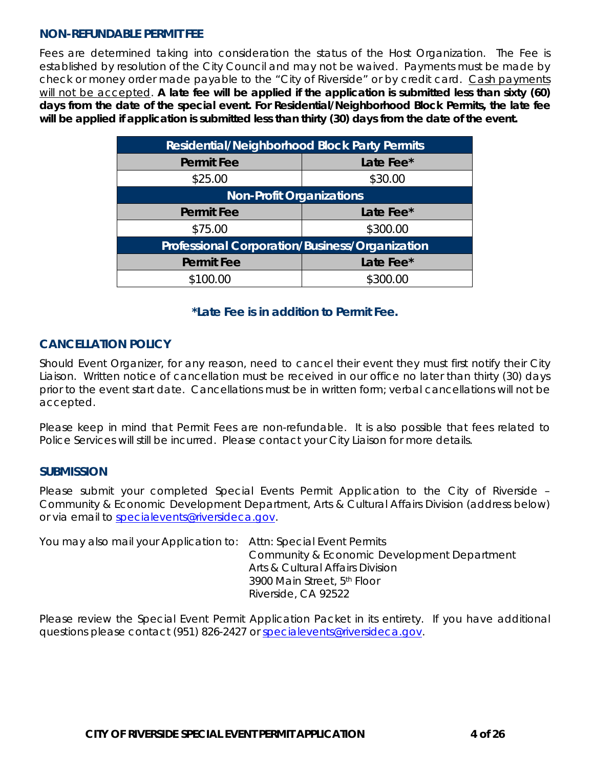## NON-REFUNDABLE PERMIT FEE

Fees are determined taking into consideration the status of the Host Organization. The Fee is established by resolution of the City Council and may not be waived. Payments must be made by check or money order made payable to the "City of Riverside" or by credit card. Cash payments will not be accepted. **A late fee will be applied if the application is submitted less than sixty (60) days from the date of the special event. For Residential/Neighborhood Block Permits, the late fee will be applied if application is submitted less than thirty (30) days from the date of the event.**

| Residential/Neighborhood Block Party Permits | |
|---|---|
| **Permit Fee** | **Late Fee*** |
| $25.00 | $30.00 |
| **Non-Profit Organizations** | |
| **Permit Fee** | **Late Fee*** |
| $75.00 | $300.00 |
| **Professional Corporation/Business/Organization** | |
| **Permit Fee** | **Late Fee*** |
| $100.00 | $300.00 |

**\*Late Fee is in addition to Permit Fee.**

## CANCELLATION POLICY

Should Event Organizer, for any reason, need to cancel their event they must first notify their City Liaison. Written notice of cancellation must be received in our office no later than thirty (30) days prior to the event start date. Cancellations must be in written form; verbal cancellations will not be accepted.

Please keep in mind that Permit Fees are non-refundable. It is also possible that fees related to Police Services will still be incurred. Please contact your City Liaison for more details.

## SUBMISSION

Please submit your completed Special Events Permit Application to the City of Riverside – Community & Economic Development Department, Arts & Cultural Affairs Division (address below) or via email to specialevents@riversideca.gov.

You may also mail your Application to:

Attn: Special Event Permits  
Community & Economic Development Department  
Arts & Cultural Affairs Division  
3900 Main Street, 5th Floor  
Riverside, CA 92522

Please review the Special Event Permit Application Packet in its entirety. If you have additional questions please contact (951) 826-2427 or specialevents@riversideca.gov.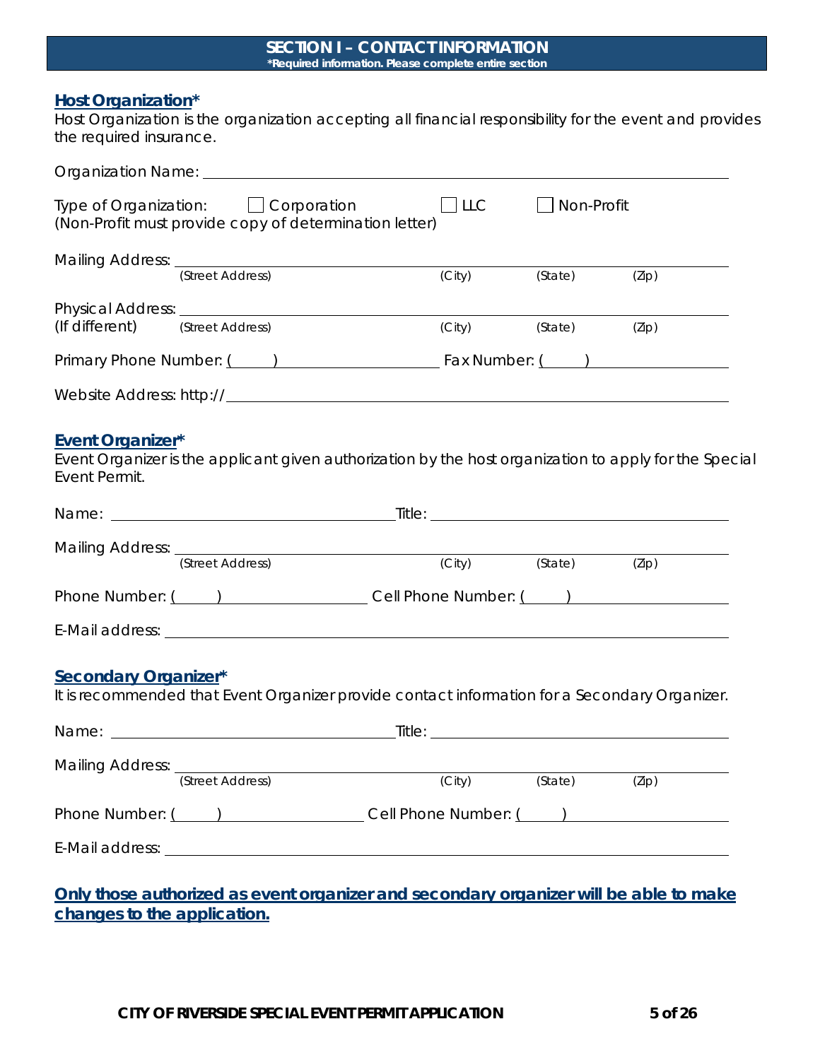## SECTION I – CONTACT INFORMATION

**\*Required information. Please complete entire section**

### Host Organization*

Host Organization is the organization accepting all financial responsibility for the event and provides the required insurance.

Organization Name: ______________________________

Type of Organization: ☐ Corporation ☐ LLC ☐ Non-Profit
(Non-Profit must provide copy of determination letter)

Mailing Address: ______________________________
(Street Address) (City) (State) (Zip)

Physical Address: ______________________________
(If different) (Street Address) (City) (State) (Zip)

Primary Phone Number: (    ) ____________ Fax Number: (    ) ____________

Website Address: http:// ______________________________

### Event Organizer*

Event Organizer is the applicant given authorization by the host organization to apply for the Special Event Permit.

Name: ____________________ Title: ____________________

Mailing Address: ______________________________
(Street Address) (City) (State) (Zip)

Phone Number: (    ) ____________ Cell Phone Number: (    ) ____________

E-Mail address: ______________________________

### Secondary Organizer*

It is recommended that Event Organizer provide contact information for a Secondary Organizer.

Name: ____________________ Title: ____________________

Mailing Address: ______________________________
(Street Address) (City) (State) (Zip)

Phone Number: (    ) ____________ Cell Phone Number: (    ) ____________

E-Mail address: ______________________________

**Only those authorized as event organizer and secondary organizer will be able to make changes to the application.**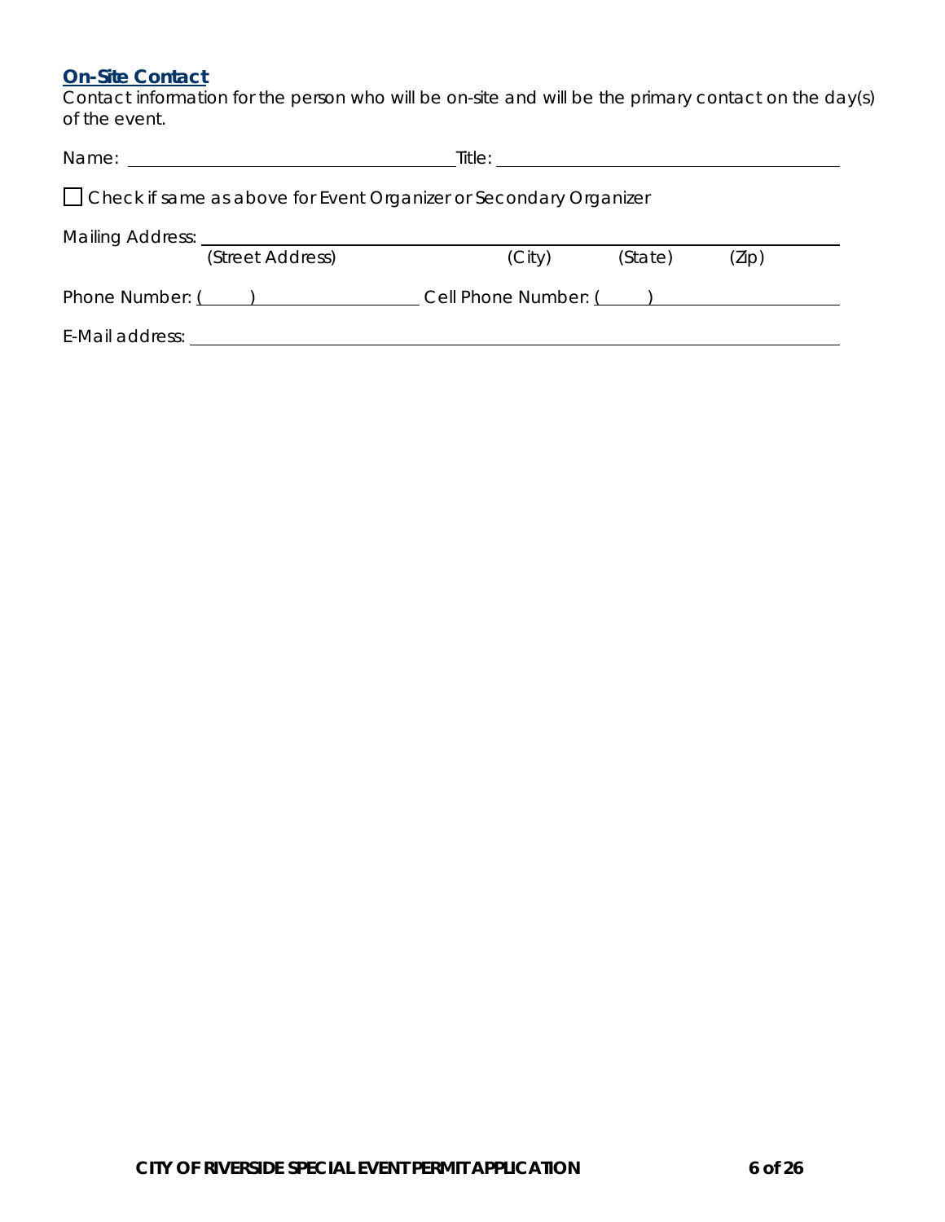## On-Site Contact

Contact information for the person who will be on-site and will be the primary contact on the day(s) of the event.

Name: ______________________________ Title: ______________________________

☐ Check if same as above for Event Organizer or Secondary Organizer

Mailing Address: ____________________________________________________________
(Street Address) (City) (State) (Zip)

Phone Number: (____) ________________ Cell Phone Number: (____) ________________

E-Mail address: ____________________________________________________________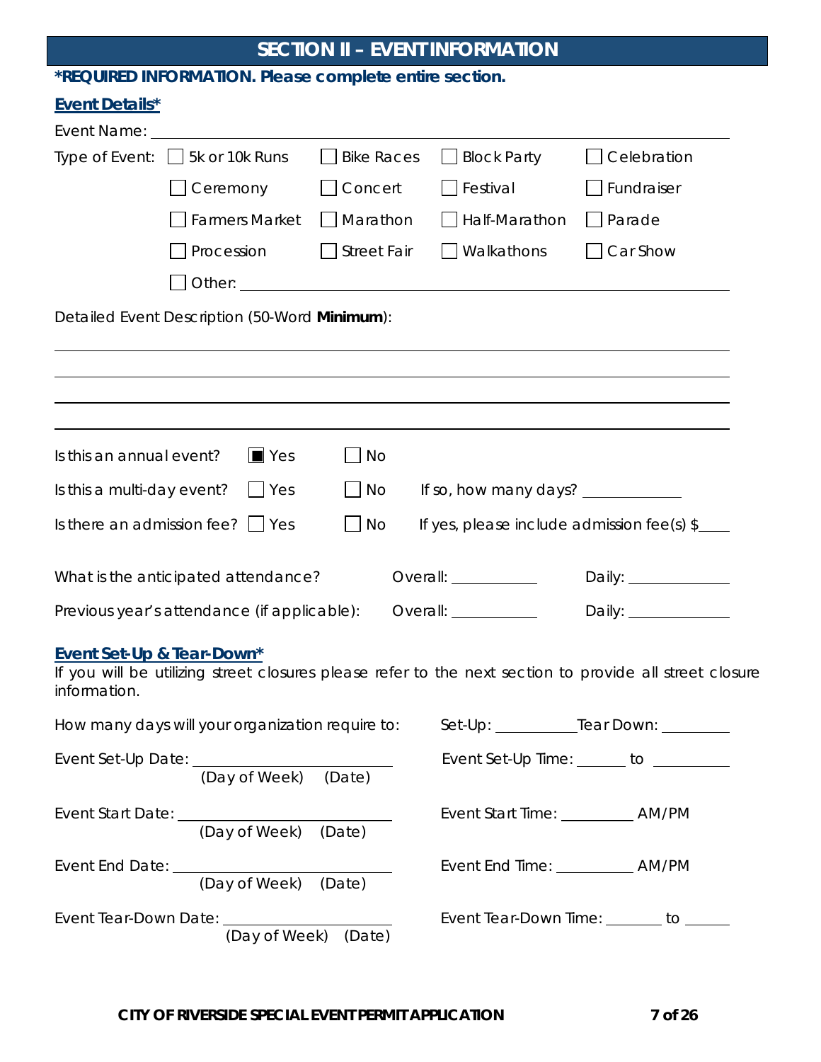## SECTION II – EVENT INFORMATION

***REQUIRED INFORMATION. Please complete entire section.**

### Event Details*

Event Name: ______________________________________________

Type of Event:

- ☐ 5k or 10k Runs
- ☐ Bike Races
- ☐ Block Party
- ☐ Celebration
- ☐ Ceremony
- ☐ Concert
- ☐ Festival
- ☐ Fundraiser
- ☐ Farmers Market
- ☐ Marathon
- ☐ Half-Marathon
- ☐ Parade
- ☐ Procession
- ☐ Street Fair
- ☐ Walkathons
- ☐ Car Show
- ☐ Other: ______________________________________________

Detailed Event Description (50-Word **Minimum**):

______________________________________________

______________________________________________

______________________________________________

______________________________________________

Is this an annual event? ■ Yes ☐ No

Is this a multi-day event? ☐ Yes ☐ No If so, how many days? __________

Is there an admission fee? ☐ Yes ☐ No If yes, please include admission fee(s) $____

What is the anticipated attendance? Overall: __________ Daily: __________

Previous year's attendance (if applicable): Overall: __________ Daily: __________

### Event Set-Up & Tear-Down*

If you will be utilizing street closures please refer to the next section to provide all street closure information.

How many days will your organization require to: Set-Up: __________ Tear Down: __________

Event Set-Up Date: ______________________ (Day of Week) (Date)
Event Set-Up Time: ______ to __________

Event Start Date: ______________________ (Day of Week) (Date)
Event Start Time: __________ AM/PM

Event End Date: ______________________ (Day of Week) (Date)
Event End Time: __________ AM/PM

Event Tear-Down Date: ______________________ (Day of Week) (Date)
Event Tear-Down Time: _______ to ______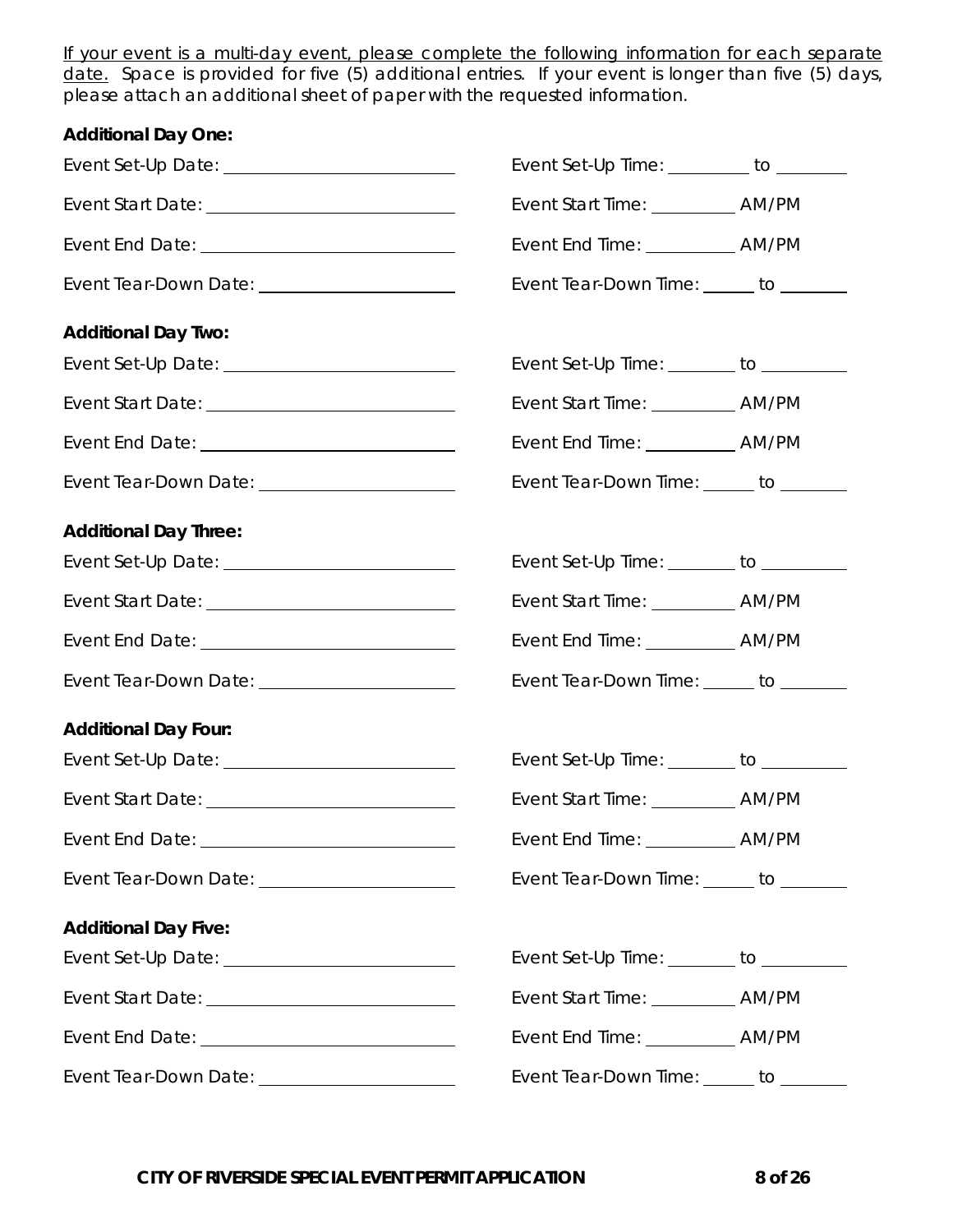<u>If your event is a multi-day event, please complete the following information for each separate date.</u> Space is provided for five (5) additional entries. If your event is longer than five (5) days, please attach an additional sheet of paper with the requested information.

**Additional Day One:**

Event Set-Up Date: ______________________ Event Set-Up Time: ________ to ________

Event Start Date: ______________________ Event Start Time: ________ AM/PM

Event End Date: ______________________ Event End Time: ________ AM/PM

Event Tear-Down Date: ______________________ Event Tear-Down Time: ______ to ______

**Additional Day Two:**

Event Set-Up Date: ______________________ Event Set-Up Time: ________ to ________

Event Start Date: ______________________ Event Start Time: ________ AM/PM

Event End Date: ______________________ Event End Time: ________ AM/PM

Event Tear-Down Date: ______________________ Event Tear-Down Time: ______ to ______

**Additional Day Three:**

Event Set-Up Date: ______________________ Event Set-Up Time: ________ to ________

Event Start Date: ______________________ Event Start Time: ________ AM/PM

Event End Date: ______________________ Event End Time: ________ AM/PM

Event Tear-Down Date: ______________________ Event Tear-Down Time: ______ to ______

**Additional Day Four:**

Event Set-Up Date: ______________________ Event Set-Up Time: ________ to ________

Event Start Date: ______________________ Event Start Time: ________ AM/PM

Event End Date: ______________________ Event End Time: ________ AM/PM

Event Tear-Down Date: ______________________ Event Tear-Down Time: ______ to ______

**Additional Day Five:**

Event Set-Up Date: ______________________ Event Set-Up Time: ________ to ________

Event Start Date: ______________________ Event Start Time: ________ AM/PM

Event End Date: ______________________ Event End Time: ________ AM/PM

Event Tear-Down Date: ______________________ Event Tear-Down Time: ______ to ______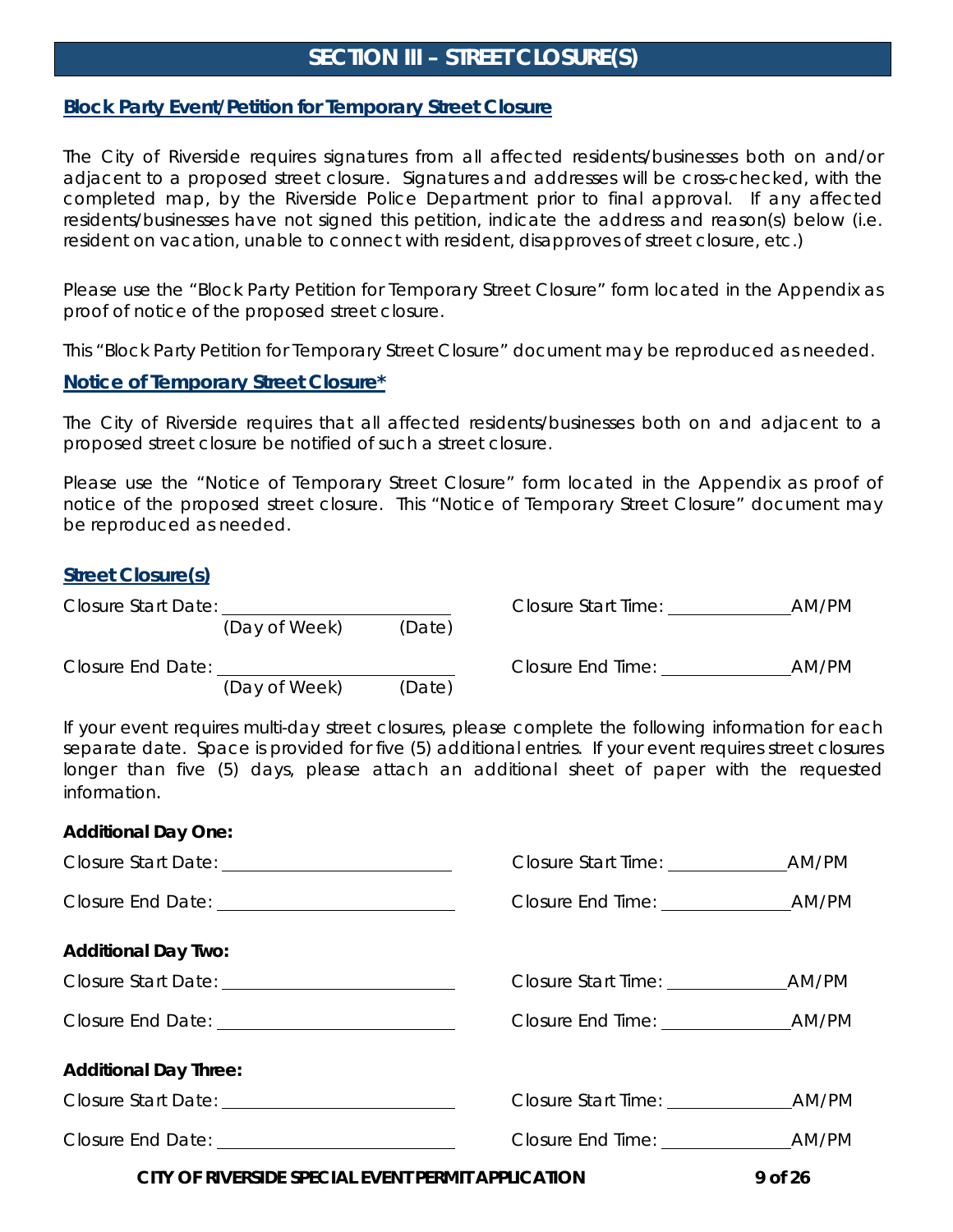# SECTION III – STREET CLOSURE(S)

## Block Party Event/Petition for Temporary Street Closure

The City of Riverside requires signatures from all affected residents/businesses both on and/or adjacent to a proposed street closure. Signatures and addresses will be cross-checked, with the completed map, by the Riverside Police Department prior to final approval. If any affected residents/businesses have not signed this petition, indicate the address and reason(s) below (i.e. resident on vacation, unable to connect with resident, disapproves of street closure, etc.)

Please use the "Block Party Petition for Temporary Street Closure" form located in the Appendix as proof of notice of the proposed street closure.

This "Block Party Petition for Temporary Street Closure" document may be reproduced as needed.

## Notice of Temporary Street Closure*

The City of Riverside requires that all affected residents/businesses both on and adjacent to a proposed street closure be notified of such a street closure.

Please use the "Notice of Temporary Street Closure" form located in the Appendix as proof of notice of the proposed street closure. This "Notice of Temporary Street Closure" document may be reproduced as needed.

## Street Closure(s)

Closure Start Date: ______________________ Closure Start Time: ____________ AM/PM
(Day of Week) (Date)

Closure End Date: ______________________ Closure End Time: ____________ AM/PM
(Day of Week) (Date)

If your event requires multi-day street closures, please complete the following information for each separate date. Space is provided for five (5) additional entries. If your event requires street closures longer than five (5) days, please attach an additional sheet of paper with the requested information.

**Additional Day One:**

Closure Start Date: ______________________ Closure Start Time: ____________ AM/PM

Closure End Date: ______________________ Closure End Time: ____________ AM/PM

**Additional Day Two:**

Closure Start Date: ______________________ Closure Start Time: ____________ AM/PM

Closure End Date: ______________________ Closure End Time: ____________ AM/PM

**Additional Day Three:**

Closure Start Date: ______________________ Closure Start Time: ____________ AM/PM

Closure End Date: ______________________ Closure End Time: ____________ AM/PM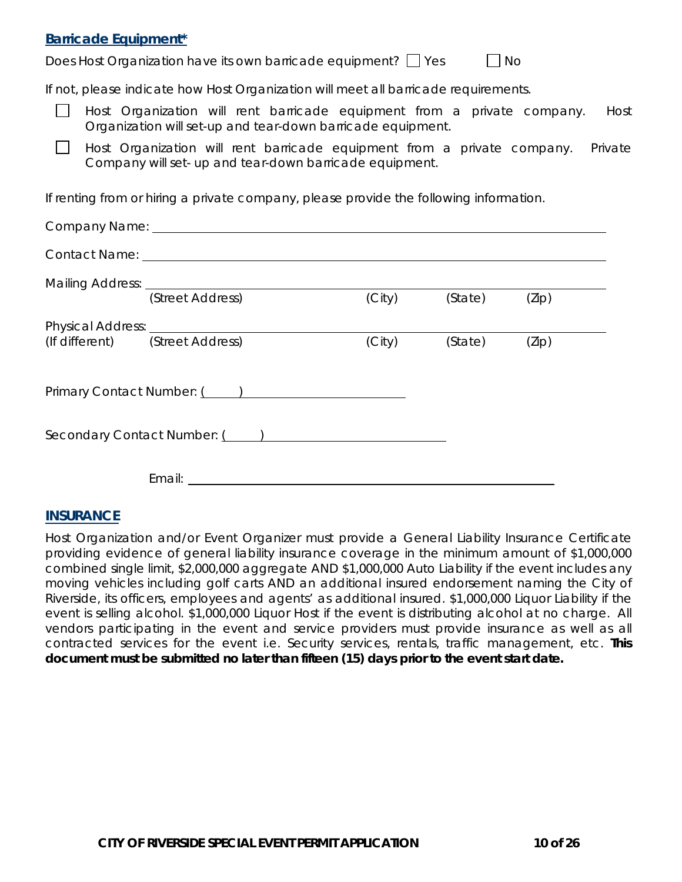## Barricade Equipment*

Does Host Organization have its own barricade equipment? ☐ Yes ☐ No

If not, please indicate how Host Organization will meet all barricade requirements.

☐ Host Organization will rent barricade equipment from a private company. Host Organization will set-up and tear-down barricade equipment.

☐ Host Organization will rent barricade equipment from a private company. Private Company will set- up and tear-down barricade equipment.

If renting from or hiring a private company, please provide the following information.

Company Name: ______________________________________________

Contact Name: ______________________________________________

Mailing Address: ______________________________________________
(Street Address) (City) (State) (Zip)

Physical Address: ______________________________________________
(If different) (Street Address) (City) (State) (Zip)

Primary Contact Number: (   ) ____________________

Secondary Contact Number: (   ) ____________________

Email: ______________________________________________

## INSURANCE

Host Organization and/or Event Organizer must provide a General Liability Insurance Certificate providing evidence of general liability insurance coverage in the minimum amount of $1,000,000 combined single limit, $2,000,000 aggregate AND $1,000,000 Auto Liability if the event includes any moving vehicles including golf carts AND an additional insured endorsement naming the City of Riverside, its officers, employees and agents' as additional insured. $1,000,000 Liquor Liability if the event is selling alcohol. $1,000,000 Liquor Host if the event is distributing alcohol at no charge. All vendors participating in the event and service providers must provide insurance as well as all contracted services for the event i.e. Security services, rentals, traffic management, etc. **This document must be submitted no later than fifteen (15) days prior to the event start date.**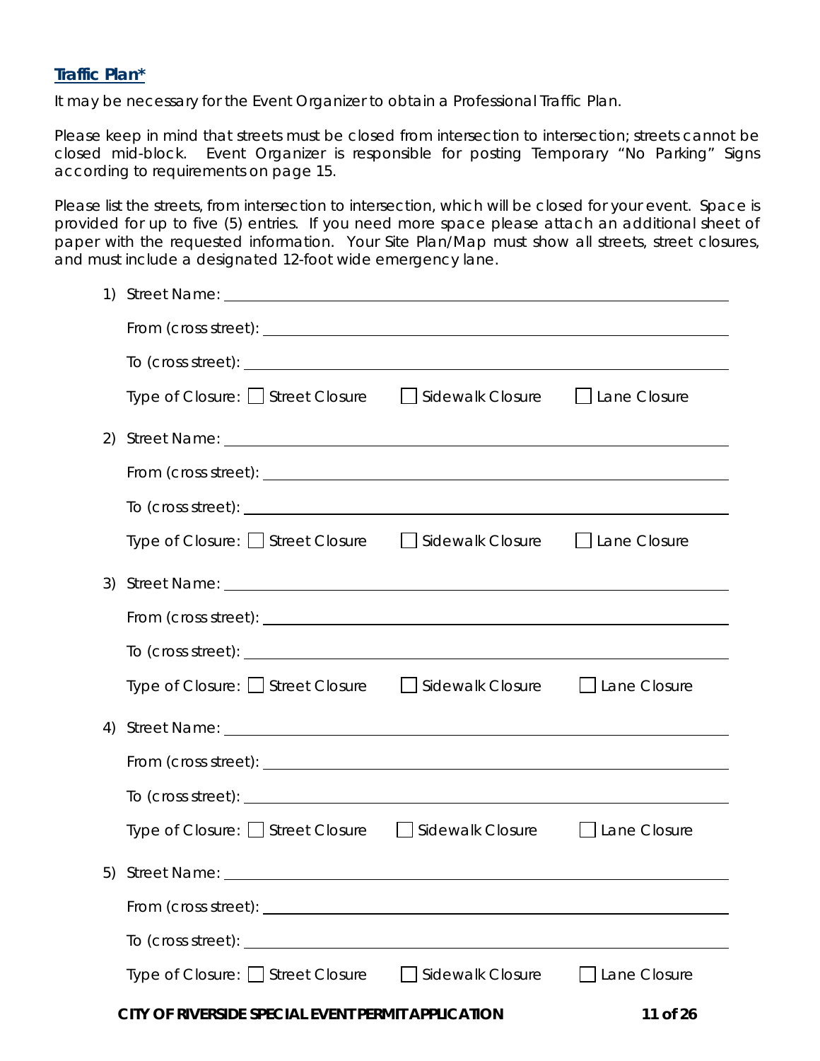## Traffic Plan*

It may be necessary for the Event Organizer to obtain a Professional Traffic Plan.

Please keep in mind that streets must be closed from intersection to intersection; streets cannot be closed mid-block. Event Organizer is responsible for posting Temporary "No Parking" Signs according to requirements on page 15.

Please list the streets, from intersection to intersection, which will be closed for your event. Space is provided for up to five (5) entries. If you need more space please attach an additional sheet of paper with the requested information. Your Site Plan/Map must show all streets, street closures, and must include a designated 12-foot wide emergency lane.

1) Street Name: ______________________________

   From (cross street): ______________________________

   To (cross street): ______________________________

   Type of Closure: ☐ Street Closure ☐ Sidewalk Closure ☐ Lane Closure

2) Street Name: ______________________________

   From (cross street): ______________________________

   To (cross street): ______________________________

   Type of Closure: ☐ Street Closure ☐ Sidewalk Closure ☐ Lane Closure

3) Street Name: ______________________________

   From (cross street): ______________________________

   To (cross street): ______________________________

   Type of Closure: ☐ Street Closure ☐ Sidewalk Closure ☐ Lane Closure

4) Street Name: ______________________________

   From (cross street): ______________________________

   To (cross street): ______________________________

   Type of Closure: ☐ Street Closure ☐ Sidewalk Closure ☐ Lane Closure

5) Street Name: ______________________________

   From (cross street): ______________________________

   To (cross street): ______________________________

   Type of Closure: ☐ Street Closure ☐ Sidewalk Closure ☐ Lane Closure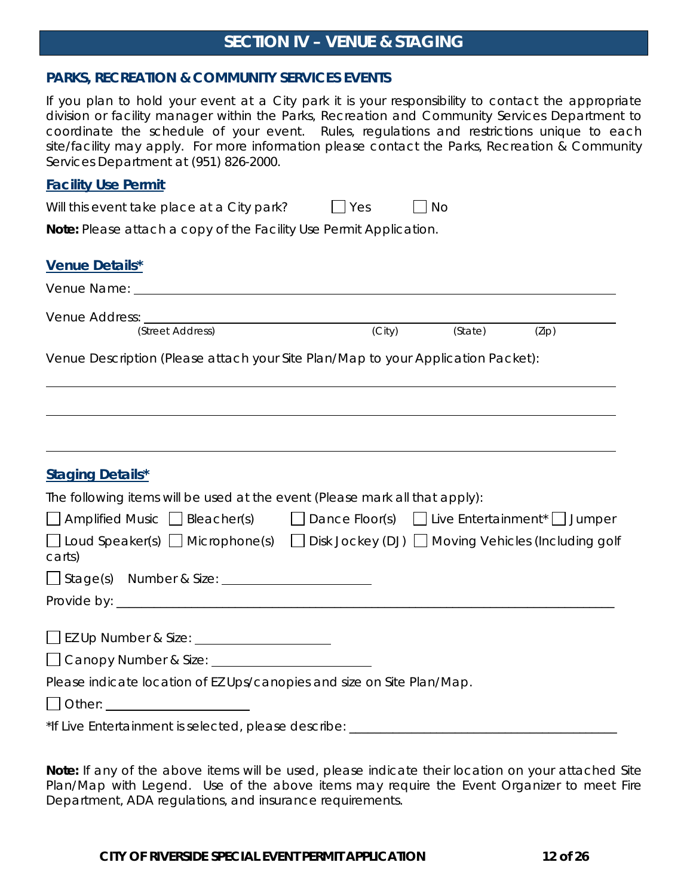# SECTION IV – VENUE & STAGING

## PARKS, RECREATION & COMMUNITY SERVICES EVENTS

If you plan to hold your event at a City park it is your responsibility to contact the appropriate division or facility manager within the Parks, Recreation and Community Services Department to coordinate the schedule of your event. Rules, regulations and restrictions unique to each site/facility may apply. For more information please contact the Parks, Recreation & Community Services Department at (951) 826-2000.

### Facility Use Permit

Will this event take place at a City park? ☐ Yes ☐ No

**Note:** Please attach a copy of the Facility Use Permit Application.

### Venue Details*

Venue Name: ______________________________________________________________

Venue Address: ____________________________________________________________
(Street Address) (City) (State) (Zip)

Venue Description (Please attach your Site Plan/Map to your Application Packet):

______________________________________________________________________________

______________________________________________________________________________

______________________________________________________________________________

### Staging Details*

The following items will be used at the event (Please mark all that apply):

☐ Amplified Music ☐ Bleacher(s) ☐ Dance Floor(s) ☐ Live Entertainment* ☐ Jumper

☐ Loud Speaker(s) ☐ Microphone(s) ☐ Disk Jockey (DJ) ☐ Moving Vehicles (Including golf carts)

☐ Stage(s) Number & Size: ______________________

Provide by: ______________________________________________________________________

☐ EZ Up Number & Size: ____________________

☐ Canopy Number & Size: ______________________

Please indicate location of EZ Ups/canopies and size on Site Plan/Map.

☐ Other: ____________________

*If Live Entertainment is selected, please describe: ______________________________________

**Note:** If any of the above items will be used, please indicate their location on your attached Site Plan/Map with Legend. Use of the above items may require the Event Organizer to meet Fire Department, ADA regulations, and insurance requirements.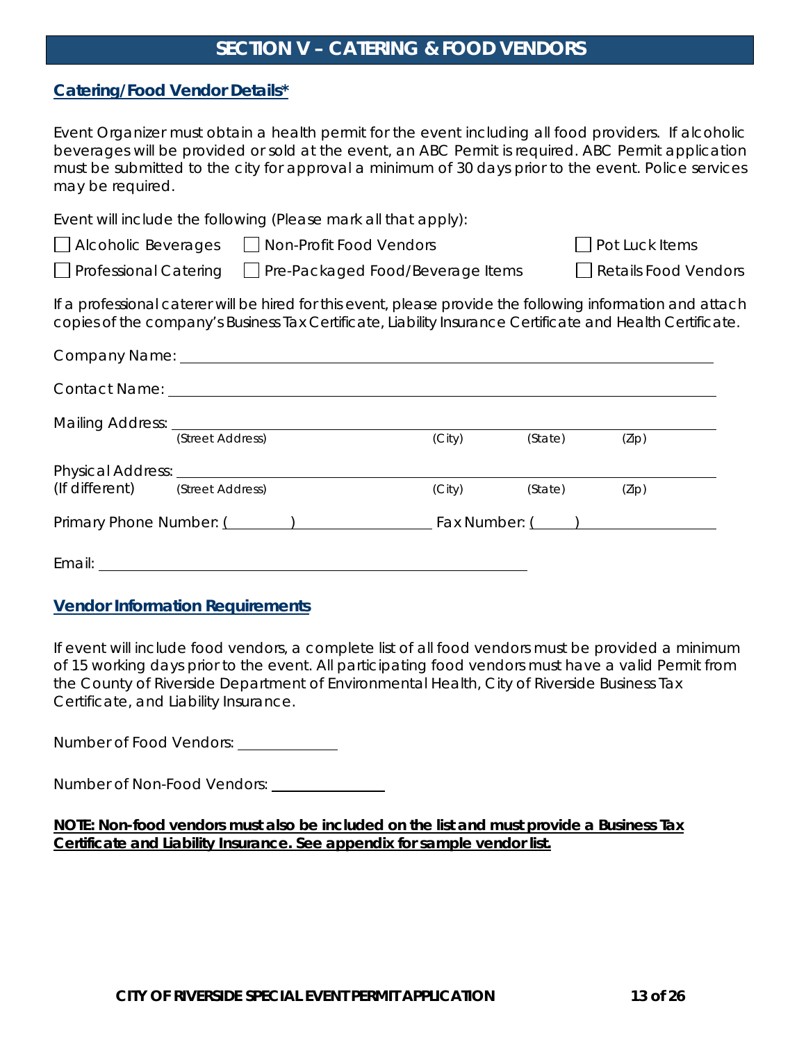## SECTION V – CATERING & FOOD VENDORS

### Catering/Food Vendor Details*

Event Organizer must obtain a health permit for the event including all food providers. If alcoholic beverages will be provided or sold at the event, an ABC Permit is required. ABC Permit application must be submitted to the city for approval a minimum of 30 days prior to the event. Police services may be required.

Event will include the following (Please mark all that apply):

☐ Alcoholic Beverages ☐ Non-Profit Food Vendors ☐ Pot Luck Items

☐ Professional Catering ☐ Pre-Packaged Food/Beverage Items ☐ Retails Food Vendors

If a professional caterer will be hired for this event, please provide the following information and attach copies of the company's Business Tax Certificate, Liability Insurance Certificate and Health Certificate.

Company Name: ______________________________

Contact Name: ______________________________

Mailing Address: ______________________________
(Street Address) (City) (State) (Zip)

Physical Address: ______________________________
(If different) (Street Address) (City) (State) (Zip)

Primary Phone Number: (        ) ______________ Fax Number: (      ) ______________

Email: ______________________________

### Vendor Information Requirements

If event will include food vendors, a complete list of all food vendors must be provided a minimum of 15 working days prior to the event. All participating food vendors must have a valid Permit from the County of Riverside Department of Environmental Health, City of Riverside Business Tax Certificate, and Liability Insurance.

Number of Food Vendors: ____________

Number of Non-Food Vendors: ____________

**NOTE: Non-food vendors must also be included on the list and must provide a Business Tax Certificate and Liability Insurance. See appendix for sample vendor list.**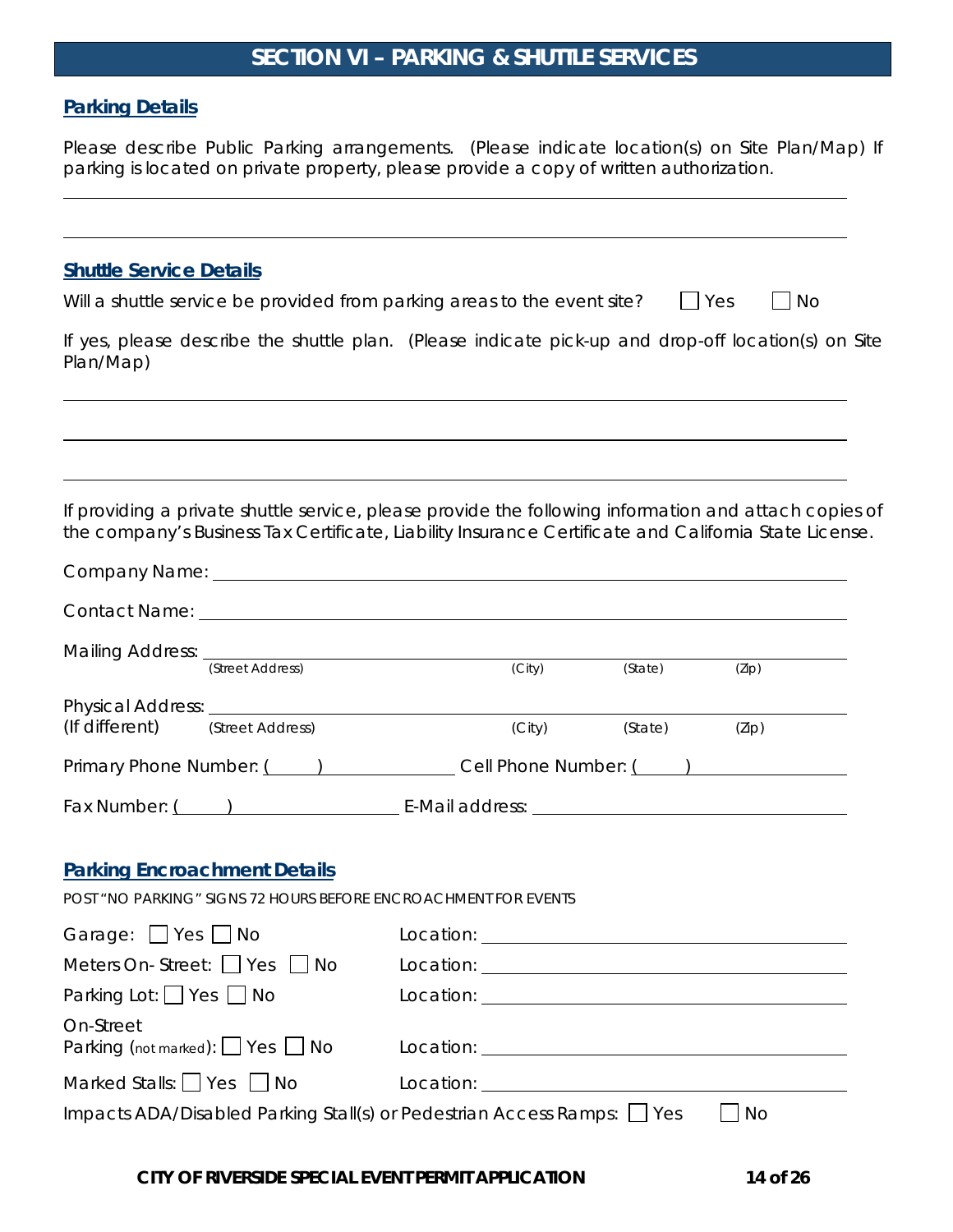## SECTION VI – PARKING & SHUTTLE SERVICES

### Parking Details

Please describe Public Parking arrangements. (Please indicate location(s) on Site Plan/Map) If parking is located on private property, please provide a copy of written authorization.

\_\_\_\_\_\_\_\_\_\_\_\_\_\_\_\_\_\_\_\_\_\_\_\_\_\_\_\_\_\_\_\_\_\_\_\_\_\_\_\_\_\_\_\_\_\_\_\_\_\_\_\_\_\_\_\_\_\_\_\_\_\_\_\_\_\_\_\_\_\_\_\_

\_\_\_\_\_\_\_\_\_\_\_\_\_\_\_\_\_\_\_\_\_\_\_\_\_\_\_\_\_\_\_\_\_\_\_\_\_\_\_\_\_\_\_\_\_\_\_\_\_\_\_\_\_\_\_\_\_\_\_\_\_\_\_\_\_\_\_\_\_\_\_\_

### Shuttle Service Details

Will a shuttle service be provided from parking areas to the event site? ☐ Yes ☐ No

If yes, please describe the shuttle plan. (Please indicate pick-up and drop-off location(s) on Site Plan/Map)

\_\_\_\_\_\_\_\_\_\_\_\_\_\_\_\_\_\_\_\_\_\_\_\_\_\_\_\_\_\_\_\_\_\_\_\_\_\_\_\_\_\_\_\_\_\_\_\_\_\_\_\_\_\_\_\_\_\_\_\_\_\_\_\_\_\_\_\_\_\_\_\_

\_\_\_\_\_\_\_\_\_\_\_\_\_\_\_\_\_\_\_\_\_\_\_\_\_\_\_\_\_\_\_\_\_\_\_\_\_\_\_\_\_\_\_\_\_\_\_\_\_\_\_\_\_\_\_\_\_\_\_\_\_\_\_\_\_\_\_\_\_\_\_\_

\_\_\_\_\_\_\_\_\_\_\_\_\_\_\_\_\_\_\_\_\_\_\_\_\_\_\_\_\_\_\_\_\_\_\_\_\_\_\_\_\_\_\_\_\_\_\_\_\_\_\_\_\_\_\_\_\_\_\_\_\_\_\_\_\_\_\_\_\_\_\_\_

If providing a private shuttle service, please provide the following information and attach copies of the company's Business Tax Certificate, Liability Insurance Certificate and California State License.

Company Name: \_\_\_\_\_\_\_\_\_\_\_\_\_\_\_\_\_\_\_\_\_\_\_\_\_\_\_\_\_\_\_\_\_\_\_\_\_\_\_\_\_\_\_\_\_\_\_\_\_\_\_\_\_\_\_\_

Contact Name: \_\_\_\_\_\_\_\_\_\_\_\_\_\_\_\_\_\_\_\_\_\_\_\_\_\_\_\_\_\_\_\_\_\_\_\_\_\_\_\_\_\_\_\_\_\_\_\_\_\_\_\_\_\_\_\_

Mailing Address: \_\_\_\_\_\_\_\_\_\_\_\_\_\_\_\_\_\_\_\_\_\_\_\_\_\_\_\_\_\_\_\_\_\_\_\_\_\_\_\_\_\_\_\_\_\_\_\_\_\_\_\_\_\_\_
*(Street Address) (City) (State) (Zip)*

Physical Address: \_\_\_\_\_\_\_\_\_\_\_\_\_\_\_\_\_\_\_\_\_\_\_\_\_\_\_\_\_\_\_\_\_\_\_\_\_\_\_\_\_\_\_\_\_\_\_\_\_\_\_\_\_\_\_
(If different) *(Street Address) (City) (State) (Zip)*

Primary Phone Number: (\_\_\_\_\_) \_\_\_\_\_\_\_\_\_\_\_\_\_\_\_ Cell Phone Number: (\_\_\_\_\_) \_\_\_\_\_\_\_\_\_\_\_\_\_\_\_

Fax Number: (\_\_\_\_\_) \_\_\_\_\_\_\_\_\_\_\_\_\_\_\_\_\_\_\_\_ E-Mail address: \_\_\_\_\_\_\_\_\_\_\_\_\_\_\_\_\_\_\_\_\_\_\_\_\_\_\_\_\_\_\_

### Parking Encroachment Details

POST "NO PARKING" SIGNS 72 HOURS BEFORE ENCROACHMENT FOR EVENTS

Garage: ☐ Yes ☐ No Location: \_\_\_\_\_\_\_\_\_\_\_\_\_\_\_\_\_\_\_\_\_\_\_\_\_\_\_\_\_\_\_\_\_\_\_\_\_\_

Meters On- Street: ☐ Yes ☐ No Location: \_\_\_\_\_\_\_\_\_\_\_\_\_\_\_\_\_\_\_\_\_\_\_\_\_\_\_\_\_\_\_\_\_\_\_\_\_\_

Parking Lot: ☐ Yes ☐ No Location: \_\_\_\_\_\_\_\_\_\_\_\_\_\_\_\_\_\_\_\_\_\_\_\_\_\_\_\_\_\_\_\_\_\_\_\_\_\_

On-Street Parking (not marked): ☐ Yes ☐ No Location: \_\_\_\_\_\_\_\_\_\_\_\_\_\_\_\_\_\_\_\_\_\_\_\_\_\_\_\_\_\_\_\_\_\_\_\_\_\_

Marked Stalls: ☐ Yes ☐ No Location: \_\_\_\_\_\_\_\_\_\_\_\_\_\_\_\_\_\_\_\_\_\_\_\_\_\_\_\_\_\_\_\_\_\_\_\_\_\_

Impacts ADA/Disabled Parking Stall(s) or Pedestrian Access Ramps: ☐ Yes ☐ No

**CITY OF RIVERSIDE SPECIAL EVENT PERMIT APPLICATION**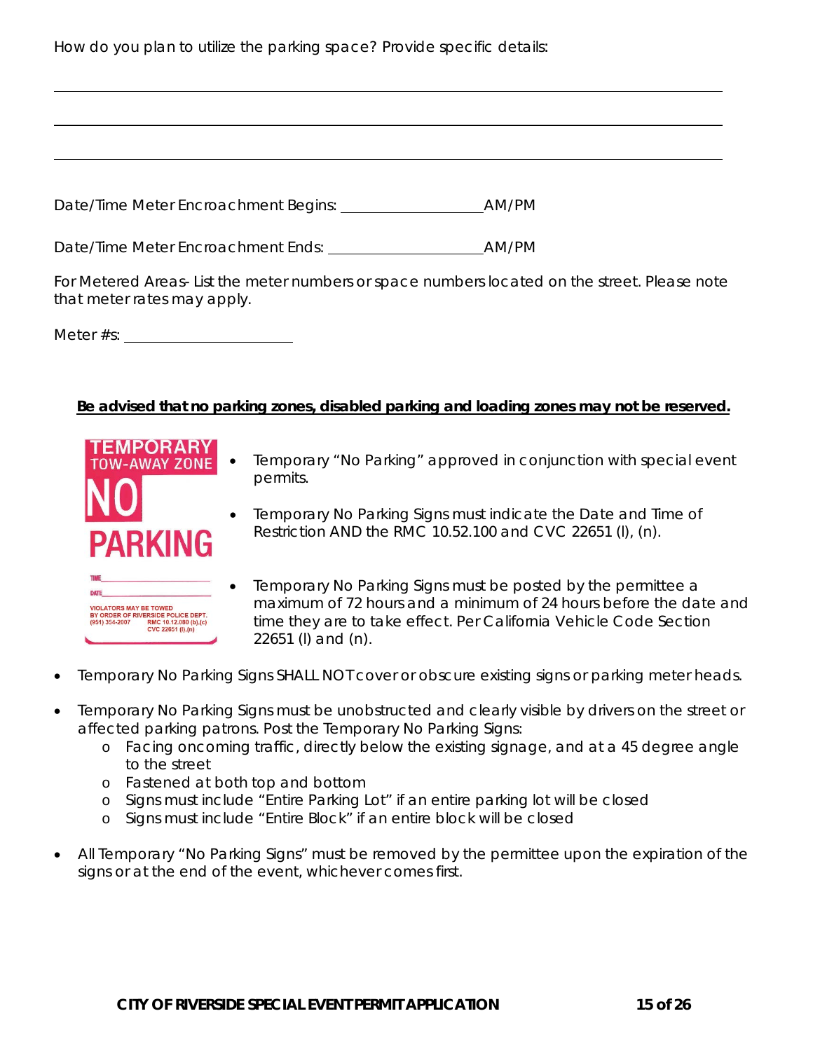How do you plan to utilize the parking space? Provide specific details:

\_\_\_\_\_\_\_\_\_\_\_\_\_\_\_\_\_\_\_\_\_\_\_\_\_\_\_\_\_\_\_\_\_\_\_\_\_\_\_\_\_\_\_\_\_\_\_\_\_\_\_\_\_\_\_\_\_\_\_\_\_\_\_\_\_\_\_\_\_\_\_\_

\_\_\_\_\_\_\_\_\_\_\_\_\_\_\_\_\_\_\_\_\_\_\_\_\_\_\_\_\_\_\_\_\_\_\_\_\_\_\_\_\_\_\_\_\_\_\_\_\_\_\_\_\_\_\_\_\_\_\_\_\_\_\_\_\_\_\_\_\_\_\_\_

\_\_\_\_\_\_\_\_\_\_\_\_\_\_\_\_\_\_\_\_\_\_\_\_\_\_\_\_\_\_\_\_\_\_\_\_\_\_\_\_\_\_\_\_\_\_\_\_\_\_\_\_\_\_\_\_\_\_\_\_\_\_\_\_\_\_\_\_\_\_\_\_

Date/Time Meter Encroachment Begins: \_\_\_\_\_\_\_\_\_\_\_\_\_\_\_\_\_\_ AM/PM

Date/Time Meter Encroachment Ends: \_\_\_\_\_\_\_\_\_\_\_\_\_\_\_\_\_\_\_\_ AM/PM

For Metered Areas- List the meter numbers or space numbers located on the street. Please note that meter rates may apply.

Meter #s: \_\_\_\_\_\_\_\_\_\_\_\_\_\_\_\_\_\_\_\_\_\_

**Be advised that no parking zones, disabled parking and loading zones may not be reserved.**

TEMPORARY TOW-AWAY ZONE NO PARKING

TIME\_\_\_\_\_\_\_\_\_\_\_\_\_\_\_\_
DATE\_\_\_\_\_\_\_\_\_\_\_\_\_\_\_\_
VIOLATORS MAY BE TOWED BY ORDER OF RIVERSIDE POLICE DEPT. (951) 354-2007 RMC 10.12.080 (b),(c) CVC 22651 (l),(n)

- Temporary "No Parking" approved in conjunction with special event permits.
- Temporary No Parking Signs must indicate the Date and Time of Restriction AND the RMC 10.52.100 and CVC 22651 (l), (n).
- Temporary No Parking Signs must be posted by the permittee a maximum of 72 hours and a minimum of 24 hours before the date and time they are to take effect. Per California Vehicle Code Section 22651 (l) and (n).
- Temporary No Parking Signs SHALL NOT cover or obscure existing signs or parking meter heads.
- Temporary No Parking Signs must be unobstructed and clearly visible by drivers on the street or affected parking patrons. Post the Temporary No Parking Signs:
  - Facing oncoming traffic, directly below the existing signage, and at a 45 degree angle to the street
  - Fastened at both top and bottom
  - Signs must include "Entire Parking Lot" if an entire parking lot will be closed
  - Signs must include "Entire Block" if an entire block will be closed
- All Temporary "No Parking Signs" must be removed by the permittee upon the expiration of the signs or at the end of the event, whichever comes first.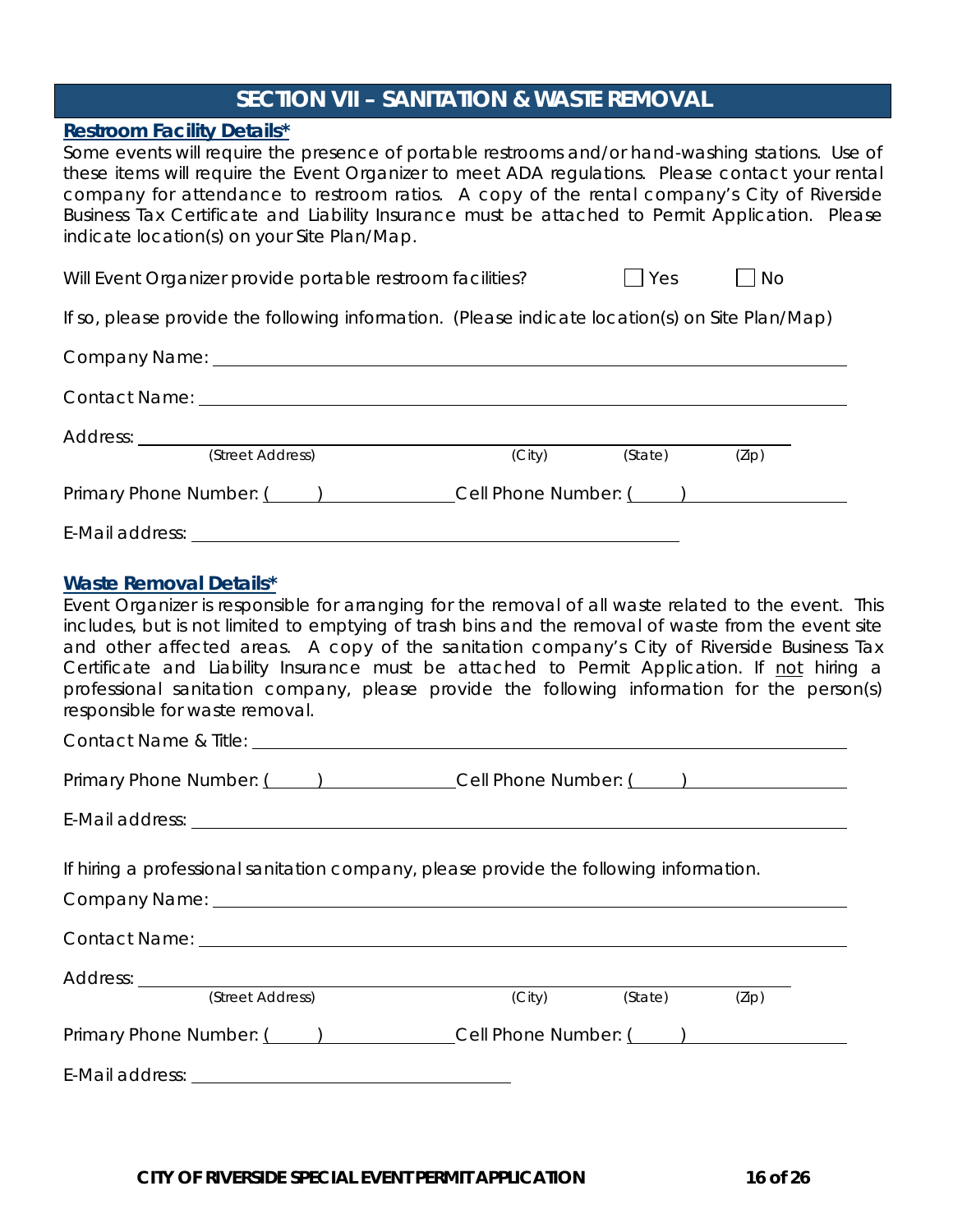## SECTION VII – SANITATION & WASTE REMOVAL

### Restroom Facility Details*

Some events will require the presence of portable restrooms and/or hand-washing stations. Use of these items will require the Event Organizer to meet ADA regulations. Please contact your rental company for attendance to restroom ratios. A copy of the rental company's City of Riverside Business Tax Certificate and Liability Insurance must be attached to Permit Application. Please indicate location(s) on your Site Plan/Map.

Will Event Organizer provide portable restroom facilities? ☐ Yes ☐ No

If so, please provide the following information. (Please indicate location(s) on Site Plan/Map)

Company Name: ______________________________________________

Contact Name: ______________________________________________

Address: ______________________________________________
(Street Address) (City) (State) (Zip)

Primary Phone Number: ( ) ____________ Cell Phone Number: ( ) ____________

E-Mail address: ______________________________________________

### Waste Removal Details*

Event Organizer is responsible for arranging for the removal of all waste related to the event. This includes, but is not limited to emptying of trash bins and the removal of waste from the event site and other affected areas. A copy of the sanitation company's City of Riverside Business Tax Certificate and Liability Insurance must be attached to Permit Application. If <u>not</u> hiring a professional sanitation company, please provide the following information for the person(s) responsible for waste removal.

Contact Name & Title: ______________________________________________

Primary Phone Number: ( ) ____________ Cell Phone Number: ( ) ____________

E-Mail address: ______________________________________________

If hiring a professional sanitation company, please provide the following information.

Company Name: ______________________________________________

Contact Name: ______________________________________________

Address: ______________________________________________
(Street Address) (City) (State) (Zip)

Primary Phone Number: ( ) ____________ Cell Phone Number: ( ) ____________

E-Mail address: ______________________________________________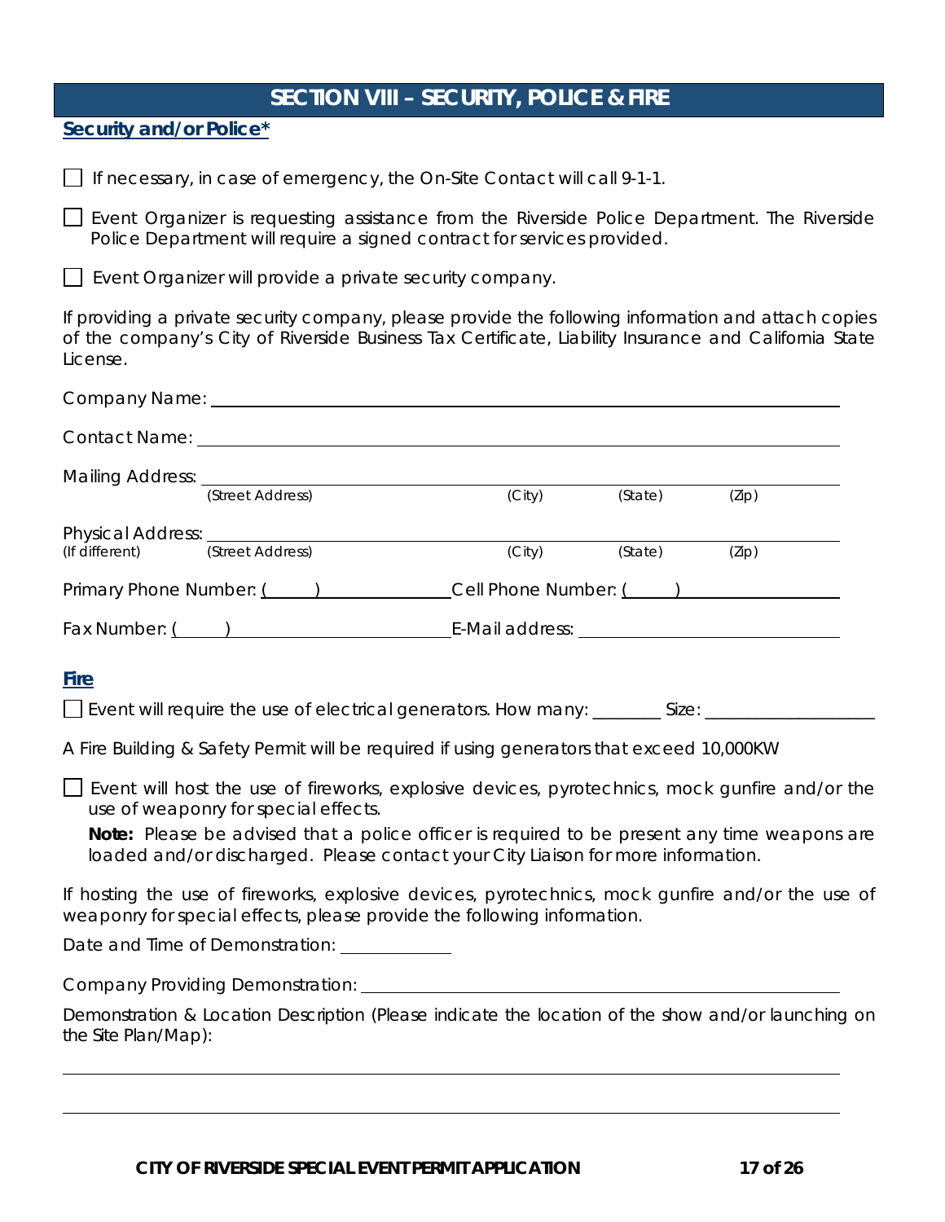## SECTION VIII – SECURITY, POLICE & FIRE

### Security and/or Police*

☐ If necessary, in case of emergency, the On-Site Contact will call 9-1-1.

☐ Event Organizer is requesting assistance from the Riverside Police Department. The Riverside Police Department will require a signed contract for services provided.

☐ Event Organizer will provide a private security company.

If providing a private security company, please provide the following information and attach copies of the company's City of Riverside Business Tax Certificate, Liability Insurance and California State License.

Company Name: ______________________________________________

Contact Name: ______________________________________________

Mailing Address: ______________________________________________
(Street Address) (City) (State) (Zip)

Physical Address: ______________________________________________
(If different) (Street Address) (City) (State) (Zip)

Primary Phone Number: (     ) ______________ Cell Phone Number: (     ) ______________

Fax Number: (     ) ______________ E-Mail address: ______________

### Fire

☐ Event will require the use of electrical generators. How many: ________ Size: ______________

A Fire Building & Safety Permit will be required if using generators that exceed 10,000KW

☐ Event will host the use of fireworks, explosive devices, pyrotechnics, mock gunfire and/or the use of weaponry for special effects.

**Note:** Please be advised that a police officer is required to be present any time weapons are loaded and/or discharged. Please contact your City Liaison for more information.

If hosting the use of fireworks, explosive devices, pyrotechnics, mock gunfire and/or the use of weaponry for special effects, please provide the following information.

Date and Time of Demonstration: ____________

Company Providing Demonstration: ______________________________________________

Demonstration & Location Description (Please indicate the location of the show and/or launching on the Site Plan/Map):

______________________________________________

______________________________________________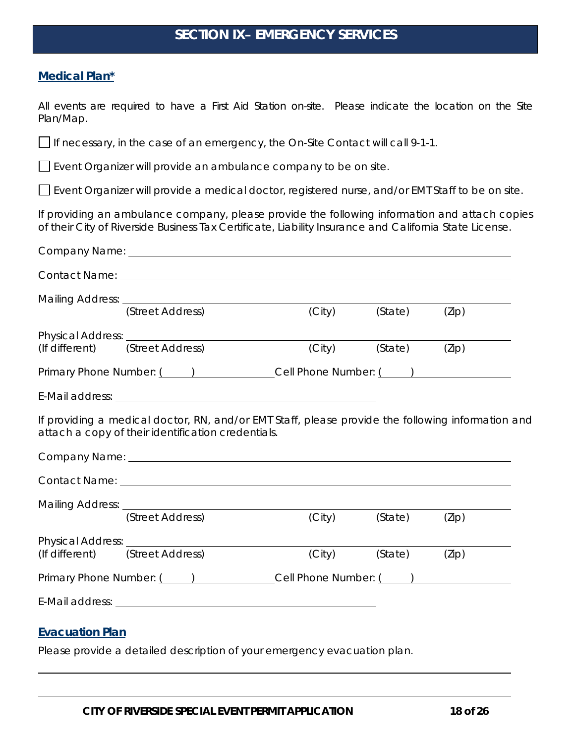# SECTION IX– EMERGENCY SERVICES

## Medical Plan*

All events are required to have a First Aid Station on-site. Please indicate the location on the Site Plan/Map.

☐ If necessary, in the case of an emergency, the On-Site Contact will call 9-1-1.

☐ Event Organizer will provide an ambulance company to be on site.

☐ Event Organizer will provide a medical doctor, registered nurse, and/or EMT Staff to be on site.

If providing an ambulance company, please provide the following information and attach copies of their City of Riverside Business Tax Certificate, Liability Insurance and California State License.

Company Name: ______________________________________________

Contact Name: ______________________________________________

Mailing Address: ______________________________________________
(Street Address) (City) (State) (Zip)

Physical Address: ______________________________________________
(If different) (Street Address) (City) (State) (Zip)

Primary Phone Number: (     ) ____________ Cell Phone Number: (     ) ____________

E-Mail address: ______________________________

If providing a medical doctor, RN, and/or EMT Staff, please provide the following information and attach a copy of their identification credentials.

Company Name: ______________________________________________

Contact Name: ______________________________________________

Mailing Address: ______________________________________________
(Street Address) (City) (State) (Zip)

Physical Address: ______________________________________________
(If different) (Street Address) (City) (State) (Zip)

Primary Phone Number: (     ) ____________ Cell Phone Number: (     ) ____________

E-Mail address: ______________________________

## Evacuation Plan

Please provide a detailed description of your emergency evacuation plan.

______________________________________________

______________________________________________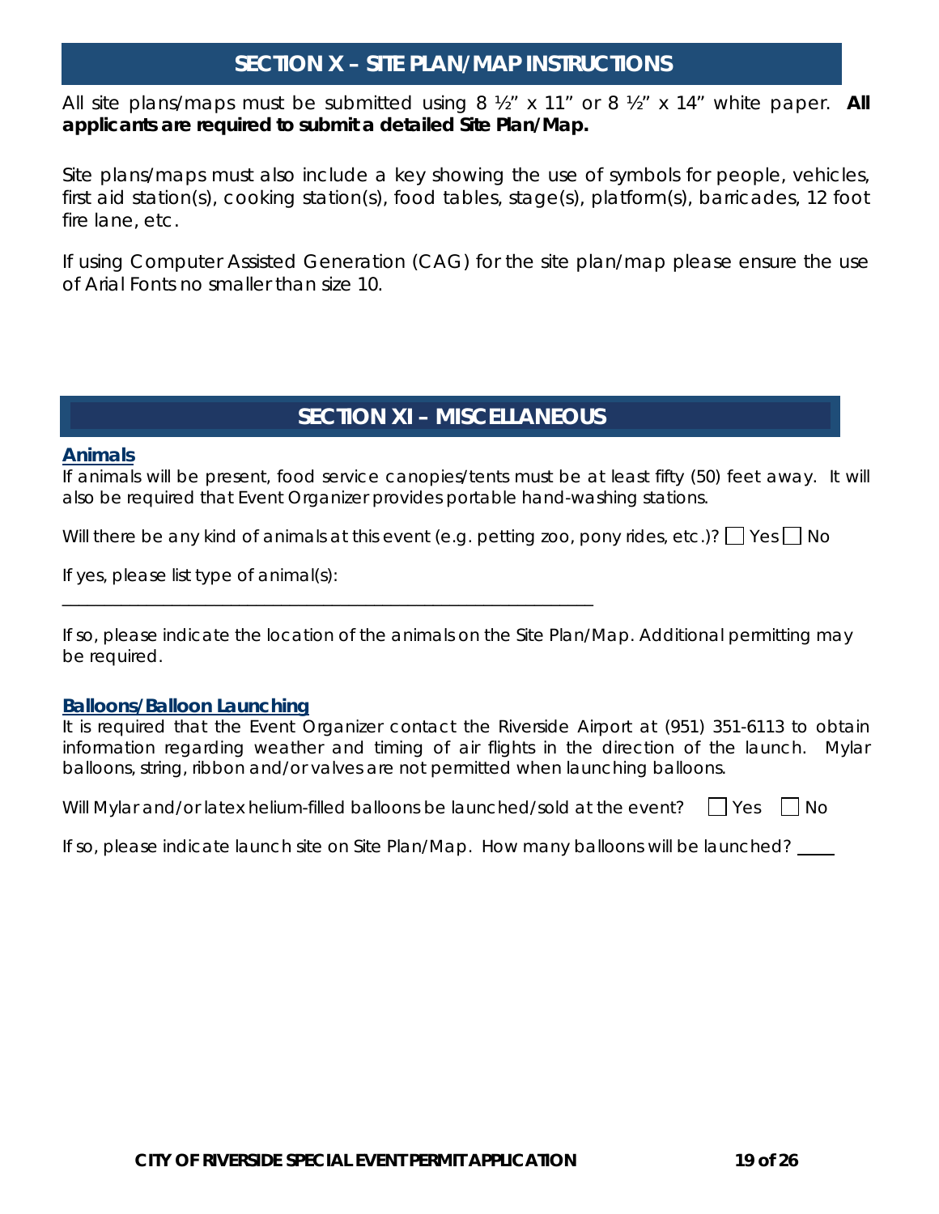## SECTION X – SITE PLAN/MAP INSTRUCTIONS

All site plans/maps must be submitted using 8 ½" x 11" or 8 ½" x 14" white paper. **All applicants are required to submit a detailed Site Plan/Map.**

Site plans/maps must also include a key showing the use of symbols for people, vehicles, first aid station(s), cooking station(s), food tables, stage(s), platform(s), barricades, 12 foot fire lane, etc.

If using Computer Assisted Generation (CAG) for the site plan/map please ensure the use of Arial Fonts no smaller than size 10.

## SECTION XI – MISCELLANEOUS

### Animals

If animals will be present, food service canopies/tents must be at least fifty (50) feet away. It will also be required that Event Organizer provides portable hand-washing stations.

Will there be any kind of animals at this event (e.g. petting zoo, pony rides, etc.)? ☐ Yes ☐ No

If yes, please list type of animal(s):

_____________________________________________________________

If so, please indicate the location of the animals on the Site Plan/Map. Additional permitting may be required.

### Balloons/Balloon Launching

It is required that the Event Organizer contact the Riverside Airport at (951) 351-6113 to obtain information regarding weather and timing of air flights in the direction of the launch. Mylar balloons, string, ribbon and/or valves are not permitted when launching balloons.

Will Mylar and/or latex helium-filled balloons be launched/sold at the event? ☐ Yes ☐ No

If so, please indicate launch site on Site Plan/Map. How many balloons will be launched? ____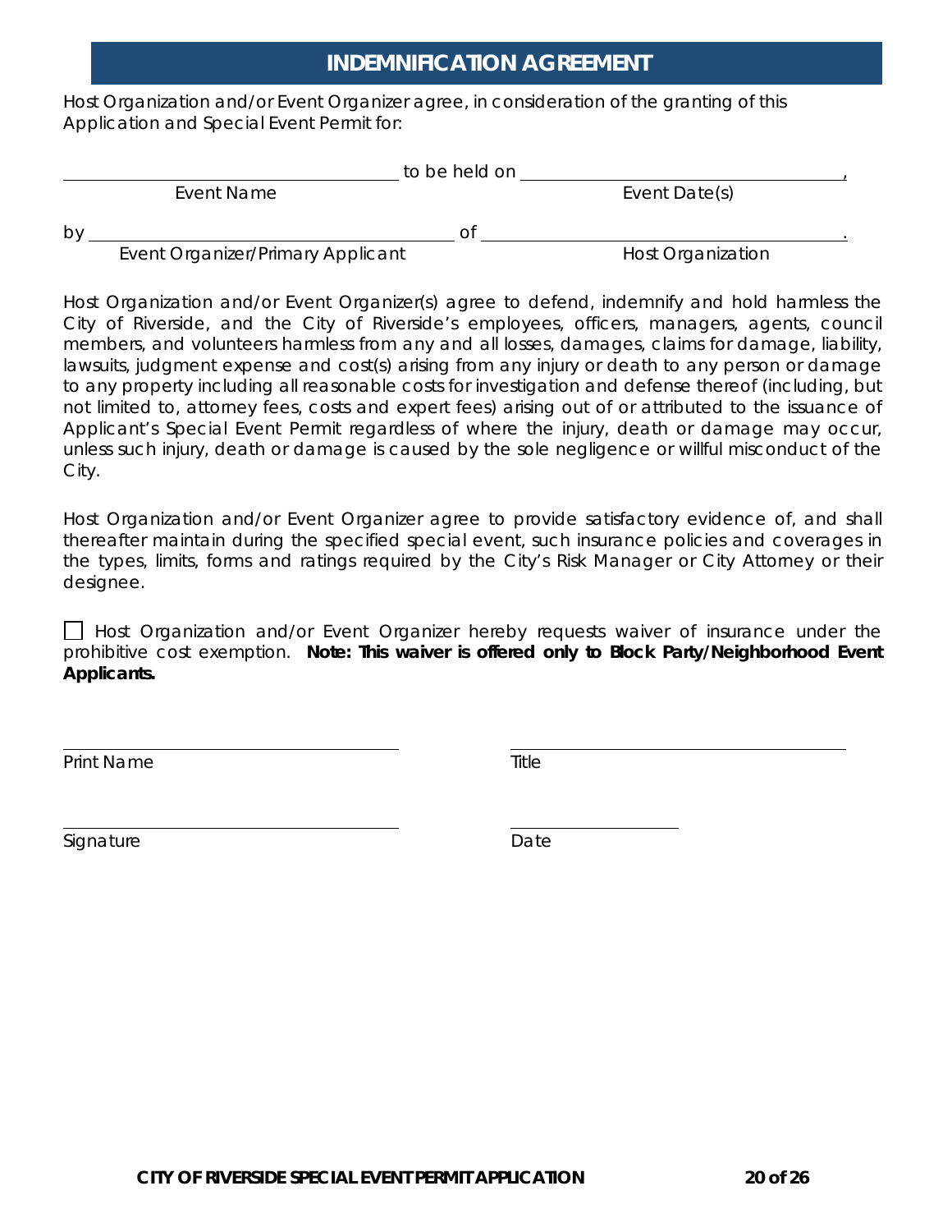# INDEMNIFICATION AGREEMENT

Host Organization and/or Event Organizer agree, in consideration of the granting of this Application and Special Event Permit for:

\_\_\_\_\_\_\_\_\_\_\_\_\_\_\_\_\_\_\_\_\_\_\_\_\_\_\_\_\_\_\_\_ to be held on \_\_\_\_\_\_\_\_\_\_\_\_\_\_\_\_\_\_\_\_\_\_\_\_\_\_\_\_\_\_\_\_,
Event Name Event Date(s)

by \_\_\_\_\_\_\_\_\_\_\_\_\_\_\_\_\_\_\_\_\_\_\_\_\_\_\_\_\_\_\_\_ of \_\_\_\_\_\_\_\_\_\_\_\_\_\_\_\_\_\_\_\_\_\_\_\_\_\_\_\_\_\_\_\_.
Event Organizer/Primary Applicant Host Organization

Host Organization and/or Event Organizer(s) agree to defend, indemnify and hold harmless the City of Riverside, and the City of Riverside's employees, officers, managers, agents, council members, and volunteers harmless from any and all losses, damages, claims for damage, liability, lawsuits, judgment expense and cost(s) arising from any injury or death to any person or damage to any property including all reasonable costs for investigation and defense thereof (including, but not limited to, attorney fees, costs and expert fees) arising out of or attributed to the issuance of Applicant's Special Event Permit regardless of where the injury, death or damage may occur, unless such injury, death or damage is caused by the sole negligence or willful misconduct of the City.

Host Organization and/or Event Organizer agree to provide satisfactory evidence of, and shall thereafter maintain during the specified special event, such insurance policies and coverages in the types, limits, forms and ratings required by the City's Risk Manager or City Attorney or their designee.

☐ Host Organization and/or Event Organizer hereby requests waiver of insurance under the prohibitive cost exemption. **Note: This waiver is offered only to Block Party/Neighborhood Event Applicants.**

\_\_\_\_\_\_\_\_\_\_\_\_\_\_\_\_\_\_\_\_\_\_\_\_\_\_\_\_\_\_\_\_ \_\_\_\_\_\_\_\_\_\_\_\_\_\_\_\_\_\_\_\_\_\_\_\_\_\_\_\_\_\_\_\_
Print Name Title

\_\_\_\_\_\_\_\_\_\_\_\_\_\_\_\_\_\_\_\_\_\_\_\_\_\_\_\_\_\_\_\_ \_\_\_\_\_\_\_\_\_\_\_\_\_\_\_\_
Signature Date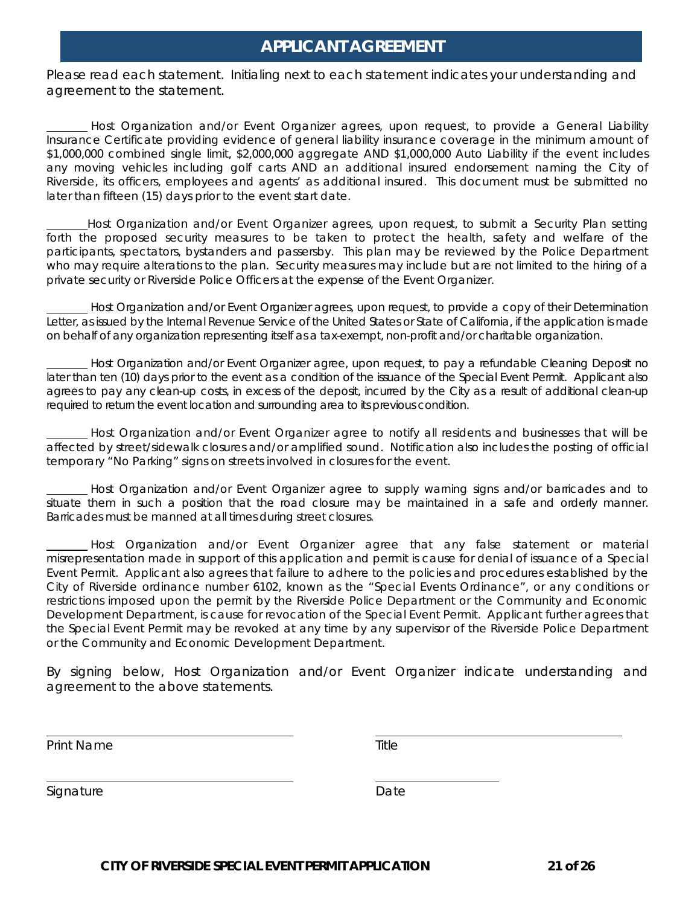# APPLICANT AGREEMENT

Please read each statement. Initialing next to each statement indicates your understanding and agreement to the statement.

_______ Host Organization and/or Event Organizer agrees, upon request, to provide a General Liability Insurance Certificate providing evidence of general liability insurance coverage in the minimum amount of $1,000,000 combined single limit, $2,000,000 aggregate AND $1,000,000 Auto Liability if the event includes any moving vehicles including golf carts AND an additional insured endorsement naming the City of Riverside, its officers, employees and agents' as additional insured. This document must be submitted no later than fifteen (15) days prior to the event start date.

_______ Host Organization and/or Event Organizer agrees, upon request, to submit a Security Plan setting forth the proposed security measures to be taken to protect the health, safety and welfare of the participants, spectators, bystanders and passersby. This plan may be reviewed by the Police Department who may require alterations to the plan. Security measures may include but are not limited to the hiring of a private security or Riverside Police Officers at the expense of the Event Organizer.

_______ Host Organization and/or Event Organizer agrees, upon request, to provide a copy of their Determination Letter, as issued by the Internal Revenue Service of the United States or State of California, if the application is made on behalf of any organization representing itself as a tax-exempt, non-profit and/or charitable organization.

_______ Host Organization and/or Event Organizer agree, upon request, to pay a refundable Cleaning Deposit no later than ten (10) days prior to the event as a condition of the issuance of the Special Event Permit. Applicant also agrees to pay any clean-up costs, in excess of the deposit, incurred by the City as a result of additional clean-up required to return the event location and surrounding area to its previous condition.

_______ Host Organization and/or Event Organizer agree to notify all residents and businesses that will be affected by street/sidewalk closures and/or amplified sound. Notification also includes the posting of official temporary "No Parking" signs on streets involved in closures for the event.

_______ Host Organization and/or Event Organizer agree to supply warning signs and/or barricades and to situate them in such a position that the road closure may be maintained in a safe and orderly manner. Barricades must be manned at all times during street closures.

_______ Host Organization and/or Event Organizer agree that any false statement or material misrepresentation made in support of this application and permit is cause for denial of issuance of a Special Event Permit. Applicant also agrees that failure to adhere to the policies and procedures established by the City of Riverside ordinance number 6102, known as the "Special Events Ordinance", or any conditions or restrictions imposed upon the permit by the Riverside Police Department or the Community and Economic Development Department, is cause for revocation of the Special Event Permit. Applicant further agrees that the Special Event Permit may be revoked at any time by any supervisor of the Riverside Police Department or the Community and Economic Development Department.

By signing below, Host Organization and/or Event Organizer indicate understanding and agreement to the above statements.

_______________________________ _______________________________
Print Name Title

_______________________________ _______________
Signature Date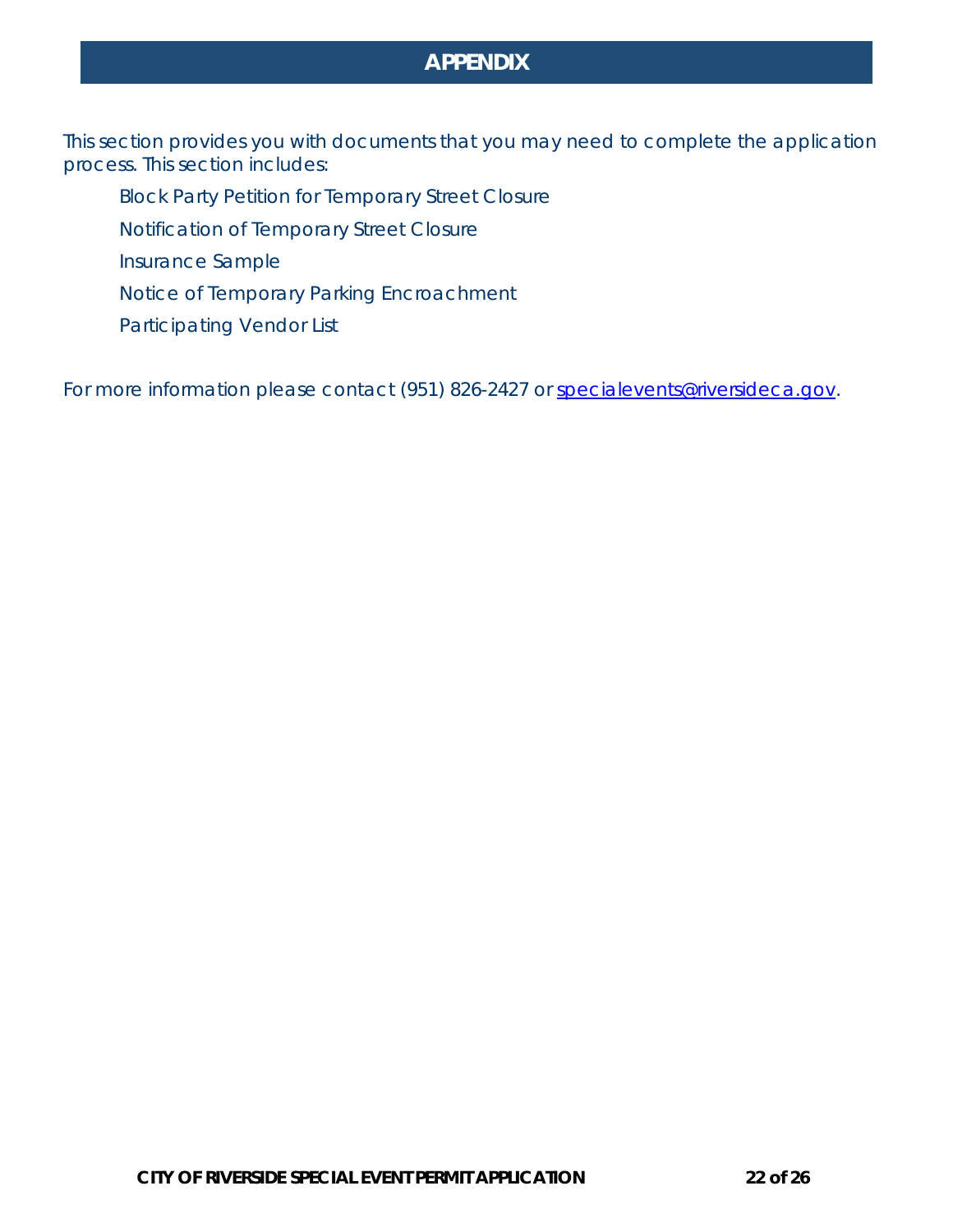# APPENDIX

This section provides you with documents that you may need to complete the application process. This section includes:

- Block Party Petition for Temporary Street Closure
- Notification of Temporary Street Closure
- Insurance Sample
- Notice of Temporary Parking Encroachment
- Participating Vendor List

For more information please contact (951) 826-2427 or specialevents@riversideca.gov.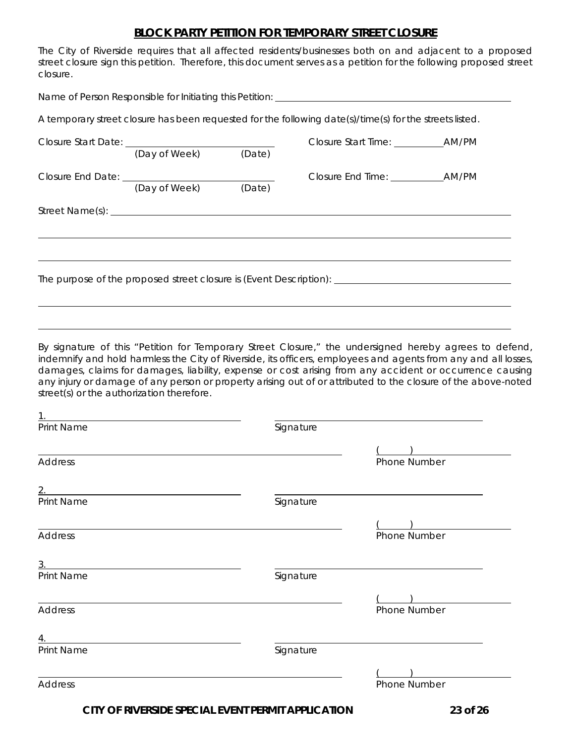## BLOCK PARTY PETITION FOR TEMPORARY STREET CLOSURE

The City of Riverside requires that all affected residents/businesses both on and adjacent to a proposed street closure sign this petition. Therefore, this document serves as a petition for the following proposed street closure.

Name of Person Responsible for Initiating this Petition: ______________________________

A temporary street closure has been requested for the following date(s)/time(s) for the streets listed.

Closure Start Date: ______________________ Closure Start Time: __________AM/PM
(Day of Week) (Date)

Closure End Date: ______________________ Closure End Time: __________AM/PM
(Day of Week) (Date)

Street Name(s): ______________________________

______________________________

______________________________

The purpose of the proposed street closure is (Event Description): ______________________________

______________________________

______________________________

By signature of this "Petition for Temporary Street Closure," the undersigned hereby agrees to defend, indemnify and hold harmless the City of Riverside, its officers, employees and agents from any and all losses, damages, claims for damages, liability, expense or cost arising from any accident or occurrence causing any injury or damage of any person or property arising out of or attributed to the closure of the above-noted street(s) or the authorization therefore.

1. ______________________ ______________________
Print Name Signature

______________________________ (     ) ______________
Address Phone Number

2. ______________________ ______________________
Print Name Signature

______________________________ (     ) ______________
Address Phone Number

3. ______________________ ______________________
Print Name Signature

______________________________ (     ) ______________
Address Phone Number

4. ______________________ ______________________
Print Name Signature

______________________________ (     ) ______________
Address Phone Number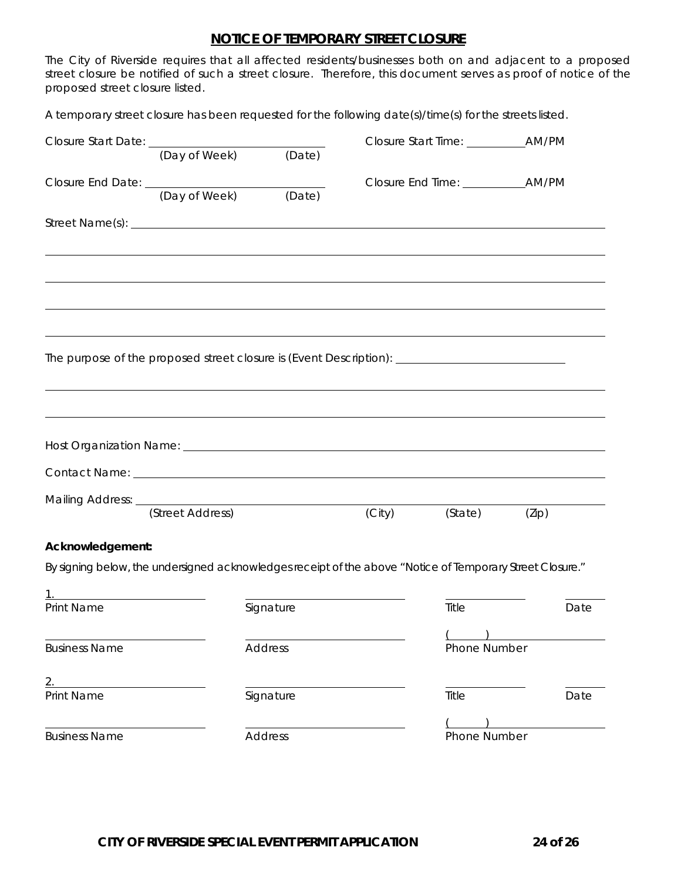# NOTICE OF TEMPORARY STREET CLOSURE

The City of Riverside requires that all affected residents/businesses both on and adjacent to a proposed street closure be notified of such a street closure. Therefore, this document serves as proof of notice of the proposed street closure listed.

A temporary street closure has been requested for the following date(s)/time(s) for the streets listed.

Closure Start Date: ______________________________ Closure Start Time: __________AM/PM
(Day of Week) (Date)

Closure End Date: ______________________________ Closure End Time: __________AM/PM
(Day of Week) (Date)

Street Name(s): ____________________________________________________________

____________________________________________________________

____________________________________________________________

____________________________________________________________

____________________________________________________________

The purpose of the proposed street closure is (Event Description): ______________________________

____________________________________________________________

____________________________________________________________

Host Organization Name: ____________________________________________________________

Contact Name: ____________________________________________________________

Mailing Address: ____________________________________________________________
(Street Address) (City) (State) (Zip)

**Acknowledgement:**

By signing below, the undersigned acknowledges receipt of the above "Notice of Temporary Street Closure."

1. ____________________ ____________________ ____________ ________
Print Name Signature Title Date

____________________ ____________________ (______) ____________
Business Name Address Phone Number

2. ____________________ ____________________ ____________ ________
Print Name Signature Title Date

____________________ ____________________ (______) ____________
Business Name Address Phone Number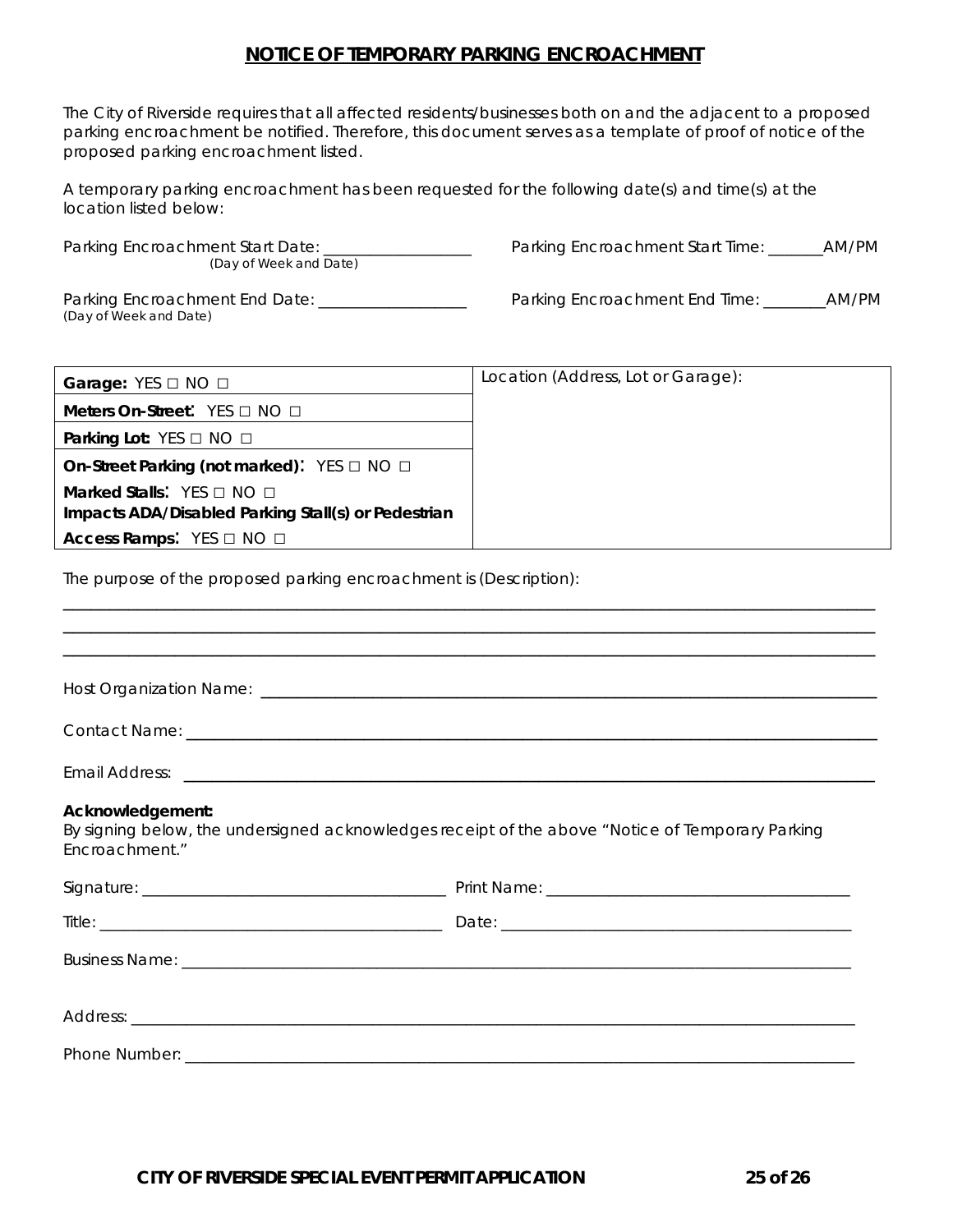# NOTICE OF TEMPORARY PARKING ENCROACHMENT

The City of Riverside requires that all affected residents/businesses both on and the adjacent to a proposed parking encroachment be notified. Therefore, this document serves as a template of proof of notice of the proposed parking encroachment listed.

A temporary parking encroachment has been requested for the following date(s) and time(s) at the location listed below:

Parking Encroachment Start Date: ___________________ (Day of Week and Date)

Parking Encroachment Start Time: _______AM/PM

Parking Encroachment End Date: ___________________ (Day of Week and Date)

Parking Encroachment End Time: ________AM/PM

| | |
|---|---|
| **Garage:** YES □ NO □ | Location (Address, Lot or Garage): |
| **Meters On-Street:** YES □ NO □ | |
| **Parking Lot:** YES □ NO □ | |
| **On-Street Parking (not marked):** YES □ NO □ | |
| **Marked Stalls:** YES □ NO □ | |
| **Impacts ADA/Disabled Parking Stall(s) or Pedestrian Access Ramps:** YES □ NO □ | |

The purpose of the proposed parking encroachment is (Description):

_____________________________________________________________________________

_____________________________________________________________________________

_____________________________________________________________________________

Host Organization Name: _____________________________________________________

Contact Name: ______________________________________________________________

Email Address: ______________________________________________________________

**Acknowledgement:**
By signing below, the undersigned acknowledges receipt of the above "Notice of Temporary Parking Encroachment."

Signature: ___________________________ Print Name: ___________________________

Title: _______________________________ Date: ________________________________

Business Name: ______________________________________________________________

Address: ___________________________________________________________________

Phone Number: ______________________________________________________________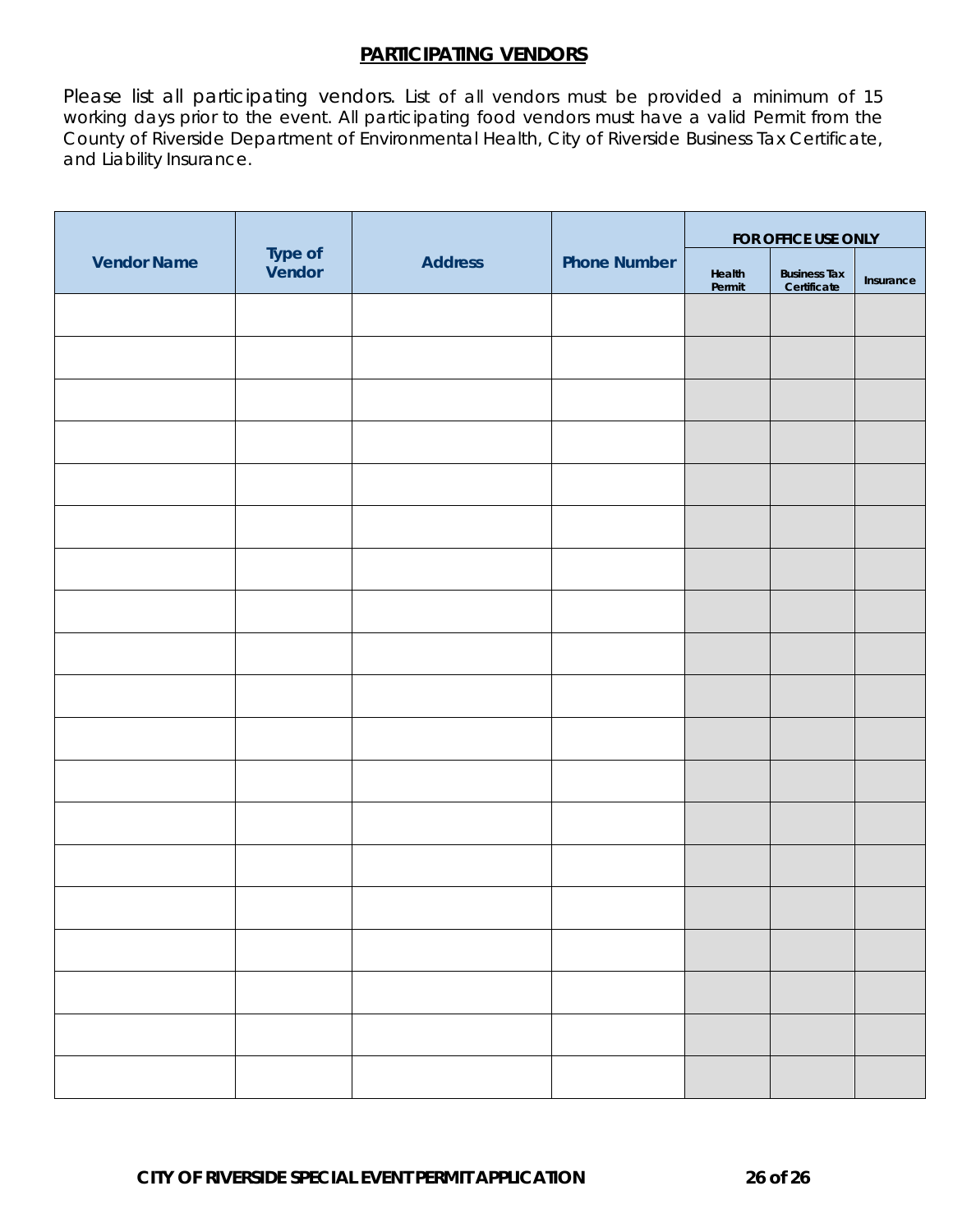## PARTICIPATING VENDORS

Please list all participating vendors. List of all vendors must be provided a minimum of 15 working days prior to the event. All participating food vendors must have a valid Permit from the County of Riverside Department of Environmental Health, City of Riverside Business Tax Certificate, and Liability Insurance.

| Vendor Name | Type of Vendor | Address | Phone Number | FOR OFFICE USE ONLY | | |
|---|---|---|---|---|---|---|
| | | | | Health Permit | Business Tax Certificate | Insurance |
| | | | | | | |
| | | | | | | |
| | | | | | | |
| | | | | | | |
| | | | | | | |
| | | | | | | |
| | | | | | | |
| | | | | | | |
| | | | | | | |
| | | | | | | |
| | | | | | | |
| | | | | | | |
| | | | | | | |
| | | | | | | |
| | | | | | | |
| | | | | | | |
| | | | | | | |
| | | | | | | |
| | | | | | | |

CITY OF RIVERSIDE SPECIAL EVENT PERMIT APPLICATION